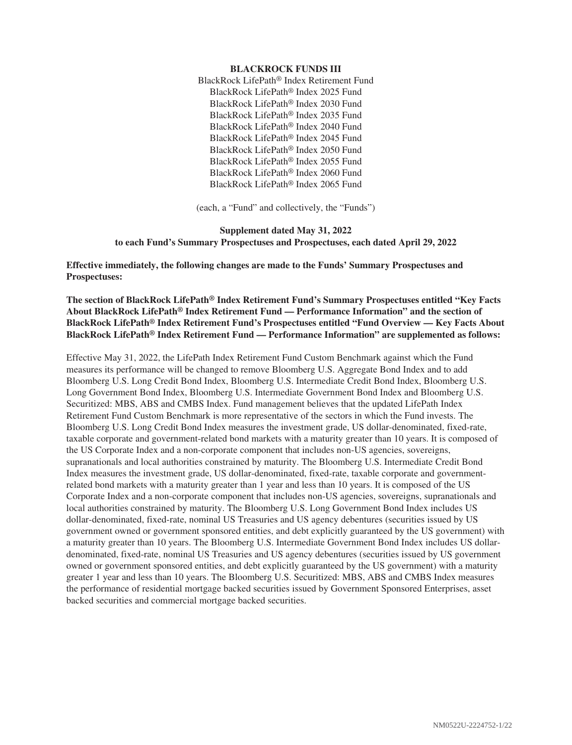**BLACKROCK FUNDS III**

BlackRock LifePath® Index Retirement Fund
BlackRock LifePath® Index 2025 Fund
BlackRock LifePath® Index 2030 Fund
BlackRock LifePath® Index 2035 Fund
BlackRock LifePath® Index 2040 Fund
BlackRock LifePath® Index 2045 Fund
BlackRock LifePath® Index 2050 Fund
BlackRock LifePath® Index 2055 Fund
BlackRock LifePath® Index 2060 Fund
BlackRock LifePath® Index 2065 Fund

(each, a "Fund" and collectively, the "Funds")

**Supplement dated May 31, 2022**
**to each Fund's Summary Prospectuses and Prospectuses, each dated April 29, 2022**

**Effective immediately, the following changes are made to the Funds' Summary Prospectuses and Prospectuses:**

**The section of BlackRock LifePath® Index Retirement Fund's Summary Prospectuses entitled "Key Facts About BlackRock LifePath® Index Retirement Fund — Performance Information" and the section of BlackRock LifePath® Index Retirement Fund's Prospectuses entitled "Fund Overview — Key Facts About BlackRock LifePath® Index Retirement Fund — Performance Information" are supplemented as follows:**

Effective May 31, 2022, the LifePath Index Retirement Fund Custom Benchmark against which the Fund measures its performance will be changed to remove Bloomberg U.S. Aggregate Bond Index and to add Bloomberg U.S. Long Credit Bond Index, Bloomberg U.S. Intermediate Credit Bond Index, Bloomberg U.S. Long Government Bond Index, Bloomberg U.S. Intermediate Government Bond Index and Bloomberg U.S. Securitized: MBS, ABS and CMBS Index. Fund management believes that the updated LifePath Index Retirement Fund Custom Benchmark is more representative of the sectors in which the Fund invests. The Bloomberg U.S. Long Credit Bond Index measures the investment grade, US dollar-denominated, fixed-rate, taxable corporate and government-related bond markets with a maturity greater than 10 years. It is composed of the US Corporate Index and a non-corporate component that includes non-US agencies, sovereigns, supranationals and local authorities constrained by maturity. The Bloomberg U.S. Intermediate Credit Bond Index measures the investment grade, US dollar-denominated, fixed-rate, taxable corporate and government-related bond markets with a maturity greater than 1 year and less than 10 years. It is composed of the US Corporate Index and a non-corporate component that includes non-US agencies, sovereigns, supranationals and local authorities constrained by maturity. The Bloomberg U.S. Long Government Bond Index includes US dollar-denominated, fixed-rate, nominal US Treasuries and US agency debentures (securities issued by US government owned or government sponsored entities, and debt explicitly guaranteed by the US government) with a maturity greater than 10 years. The Bloomberg U.S. Intermediate Government Bond Index includes US dollar-denominated, fixed-rate, nominal US Treasuries and US agency debentures (securities issued by US government owned or government sponsored entities, and debt explicitly guaranteed by the US government) with a maturity greater 1 year and less than 10 years. The Bloomberg U.S. Securitized: MBS, ABS and CMBS Index measures the performance of residential mortgage backed securities issued by Government Sponsored Enterprises, asset backed securities and commercial mortgage backed securities.

NM0522U-2224752-1/22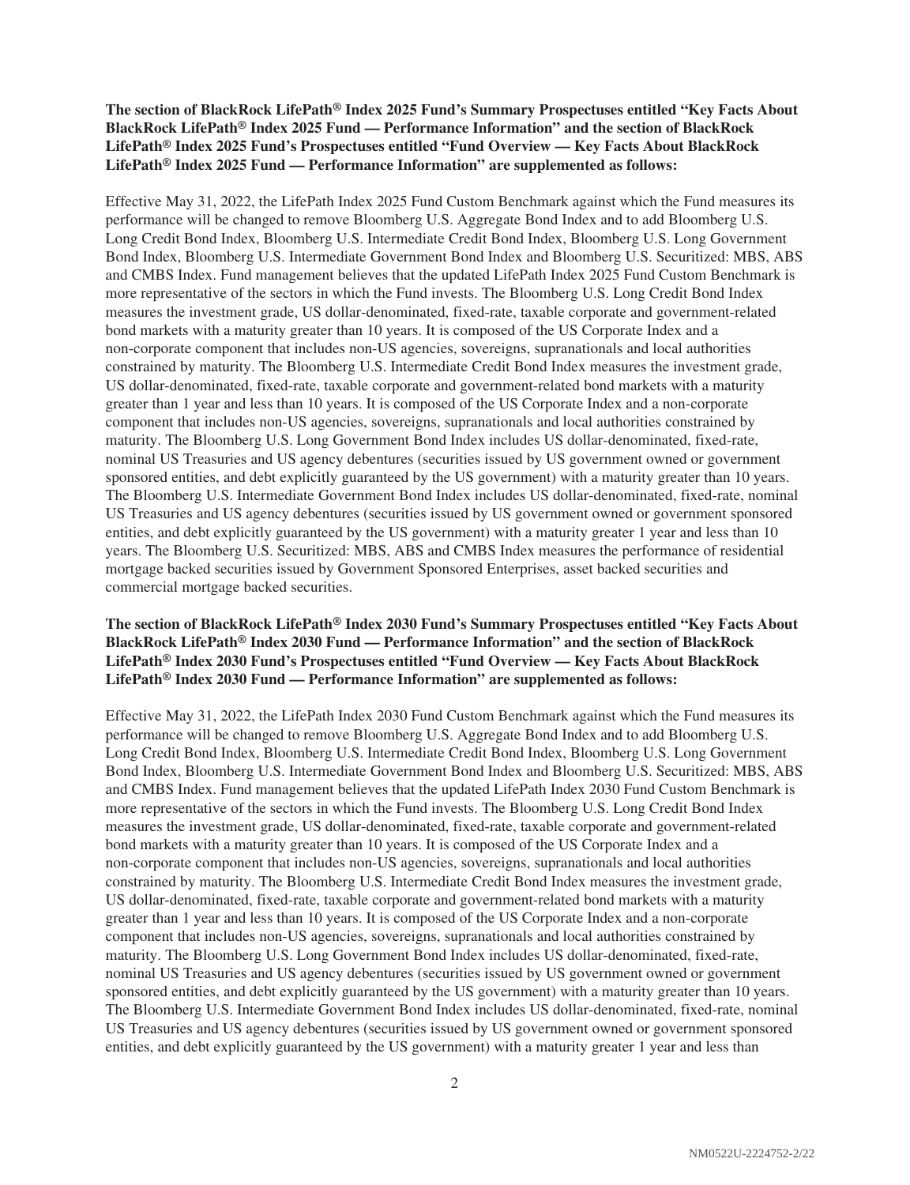**The section of BlackRock LifePath® Index 2025 Fund's Summary Prospectuses entitled "Key Facts About BlackRock LifePath® Index 2025 Fund — Performance Information" and the section of BlackRock LifePath® Index 2025 Fund's Prospectuses entitled "Fund Overview — Key Facts About BlackRock LifePath® Index 2025 Fund — Performance Information" are supplemented as follows:**

Effective May 31, 2022, the LifePath Index 2025 Fund Custom Benchmark against which the Fund measures its performance will be changed to remove Bloomberg U.S. Aggregate Bond Index and to add Bloomberg U.S. Long Credit Bond Index, Bloomberg U.S. Intermediate Credit Bond Index, Bloomberg U.S. Long Government Bond Index, Bloomberg U.S. Intermediate Government Bond Index and Bloomberg U.S. Securitized: MBS, ABS and CMBS Index. Fund management believes that the updated LifePath Index 2025 Fund Custom Benchmark is more representative of the sectors in which the Fund invests. The Bloomberg U.S. Long Credit Bond Index measures the investment grade, US dollar-denominated, fixed-rate, taxable corporate and government-related bond markets with a maturity greater than 10 years. It is composed of the US Corporate Index and a non-corporate component that includes non-US agencies, sovereigns, supranationals and local authorities constrained by maturity. The Bloomberg U.S. Intermediate Credit Bond Index measures the investment grade, US dollar-denominated, fixed-rate, taxable corporate and government-related bond markets with a maturity greater than 1 year and less than 10 years. It is composed of the US Corporate Index and a non-corporate component that includes non-US agencies, sovereigns, supranationals and local authorities constrained by maturity. The Bloomberg U.S. Long Government Bond Index includes US dollar-denominated, fixed-rate, nominal US Treasuries and US agency debentures (securities issued by US government owned or government sponsored entities, and debt explicitly guaranteed by the US government) with a maturity greater than 10 years. The Bloomberg U.S. Intermediate Government Bond Index includes US dollar-denominated, fixed-rate, nominal US Treasuries and US agency debentures (securities issued by US government owned or government sponsored entities, and debt explicitly guaranteed by the US government) with a maturity greater 1 year and less than 10 years. The Bloomberg U.S. Securitized: MBS, ABS and CMBS Index measures the performance of residential mortgage backed securities issued by Government Sponsored Enterprises, asset backed securities and commercial mortgage backed securities.

**The section of BlackRock LifePath® Index 2030 Fund's Summary Prospectuses entitled "Key Facts About BlackRock LifePath® Index 2030 Fund — Performance Information" and the section of BlackRock LifePath® Index 2030 Fund's Prospectuses entitled "Fund Overview — Key Facts About BlackRock LifePath® Index 2030 Fund — Performance Information" are supplemented as follows:**

Effective May 31, 2022, the LifePath Index 2030 Fund Custom Benchmark against which the Fund measures its performance will be changed to remove Bloomberg U.S. Aggregate Bond Index and to add Bloomberg U.S. Long Credit Bond Index, Bloomberg U.S. Intermediate Credit Bond Index, Bloomberg U.S. Long Government Bond Index, Bloomberg U.S. Intermediate Government Bond Index and Bloomberg U.S. Securitized: MBS, ABS and CMBS Index. Fund management believes that the updated LifePath Index 2030 Fund Custom Benchmark is more representative of the sectors in which the Fund invests. The Bloomberg U.S. Long Credit Bond Index measures the investment grade, US dollar-denominated, fixed-rate, taxable corporate and government-related bond markets with a maturity greater than 10 years. It is composed of the US Corporate Index and a non-corporate component that includes non-US agencies, sovereigns, supranationals and local authorities constrained by maturity. The Bloomberg U.S. Intermediate Credit Bond Index measures the investment grade, US dollar-denominated, fixed-rate, taxable corporate and government-related bond markets with a maturity greater than 1 year and less than 10 years. It is composed of the US Corporate Index and a non-corporate component that includes non-US agencies, sovereigns, supranationals and local authorities constrained by maturity. The Bloomberg U.S. Long Government Bond Index includes US dollar-denominated, fixed-rate, nominal US Treasuries and US agency debentures (securities issued by US government owned or government sponsored entities, and debt explicitly guaranteed by the US government) with a maturity greater than 10 years. The Bloomberg U.S. Intermediate Government Bond Index includes US dollar-denominated, fixed-rate, nominal US Treasuries and US agency debentures (securities issued by US government owned or government sponsored entities, and debt explicitly guaranteed by the US government) with a maturity greater 1 year and less than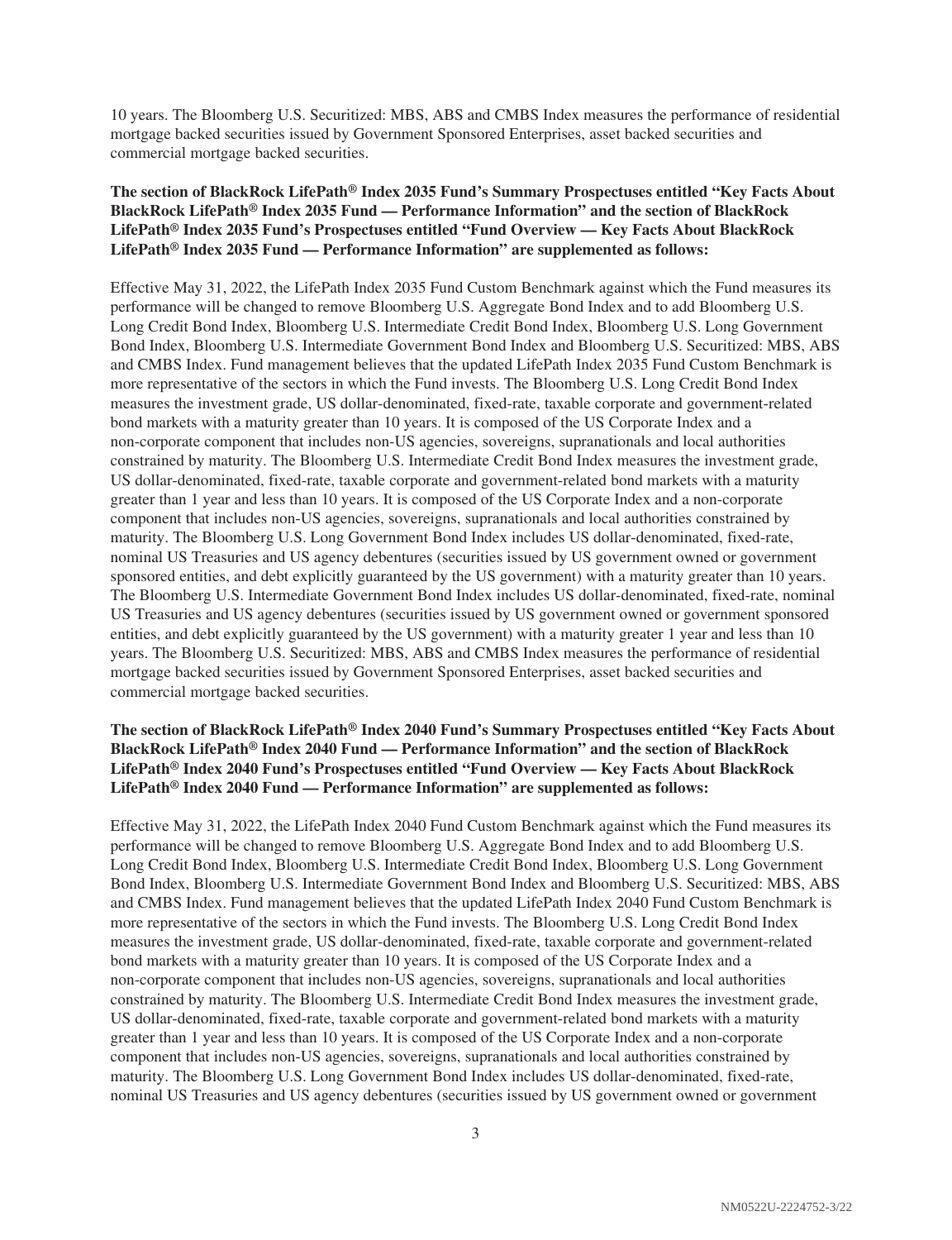10 years. The Bloomberg U.S. Securitized: MBS, ABS and CMBS Index measures the performance of residential mortgage backed securities issued by Government Sponsored Enterprises, asset backed securities and commercial mortgage backed securities.

**The section of BlackRock LifePath® Index 2035 Fund's Summary Prospectuses entitled "Key Facts About BlackRock LifePath® Index 2035 Fund — Performance Information" and the section of BlackRock LifePath® Index 2035 Fund's Prospectuses entitled "Fund Overview — Key Facts About BlackRock LifePath® Index 2035 Fund — Performance Information" are supplemented as follows:**

Effective May 31, 2022, the LifePath Index 2035 Fund Custom Benchmark against which the Fund measures its performance will be changed to remove Bloomberg U.S. Aggregate Bond Index and to add Bloomberg U.S. Long Credit Bond Index, Bloomberg U.S. Intermediate Credit Bond Index, Bloomberg U.S. Long Government Bond Index, Bloomberg U.S. Intermediate Government Bond Index and Bloomberg U.S. Securitized: MBS, ABS and CMBS Index. Fund management believes that the updated LifePath Index 2035 Fund Custom Benchmark is more representative of the sectors in which the Fund invests. The Bloomberg U.S. Long Credit Bond Index measures the investment grade, US dollar-denominated, fixed-rate, taxable corporate and government-related bond markets with a maturity greater than 10 years. It is composed of the US Corporate Index and a non-corporate component that includes non-US agencies, sovereigns, supranationals and local authorities constrained by maturity. The Bloomberg U.S. Intermediate Credit Bond Index measures the investment grade, US dollar-denominated, fixed-rate, taxable corporate and government-related bond markets with a maturity greater than 1 year and less than 10 years. It is composed of the US Corporate Index and a non-corporate component that includes non-US agencies, sovereigns, supranationals and local authorities constrained by maturity. The Bloomberg U.S. Long Government Bond Index includes US dollar-denominated, fixed-rate, nominal US Treasuries and US agency debentures (securities issued by US government owned or government sponsored entities, and debt explicitly guaranteed by the US government) with a maturity greater than 10 years. The Bloomberg U.S. Intermediate Government Bond Index includes US dollar-denominated, fixed-rate, nominal US Treasuries and US agency debentures (securities issued by US government owned or government sponsored entities, and debt explicitly guaranteed by the US government) with a maturity greater 1 year and less than 10 years. The Bloomberg U.S. Securitized: MBS, ABS and CMBS Index measures the performance of residential mortgage backed securities issued by Government Sponsored Enterprises, asset backed securities and commercial mortgage backed securities.

**The section of BlackRock LifePath® Index 2040 Fund's Summary Prospectuses entitled "Key Facts About BlackRock LifePath® Index 2040 Fund — Performance Information" and the section of BlackRock LifePath® Index 2040 Fund's Prospectuses entitled "Fund Overview — Key Facts About BlackRock LifePath® Index 2040 Fund — Performance Information" are supplemented as follows:**

Effective May 31, 2022, the LifePath Index 2040 Fund Custom Benchmark against which the Fund measures its performance will be changed to remove Bloomberg U.S. Aggregate Bond Index and to add Bloomberg U.S. Long Credit Bond Index, Bloomberg U.S. Intermediate Credit Bond Index, Bloomberg U.S. Long Government Bond Index, Bloomberg U.S. Intermediate Government Bond Index and Bloomberg U.S. Securitized: MBS, ABS and CMBS Index. Fund management believes that the updated LifePath Index 2040 Fund Custom Benchmark is more representative of the sectors in which the Fund invests. The Bloomberg U.S. Long Credit Bond Index measures the investment grade, US dollar-denominated, fixed-rate, taxable corporate and government-related bond markets with a maturity greater than 10 years. It is composed of the US Corporate Index and a non-corporate component that includes non-US agencies, sovereigns, supranationals and local authorities constrained by maturity. The Bloomberg U.S. Intermediate Credit Bond Index measures the investment grade, US dollar-denominated, fixed-rate, taxable corporate and government-related bond markets with a maturity greater than 1 year and less than 10 years. It is composed of the US Corporate Index and a non-corporate component that includes non-US agencies, sovereigns, supranationals and local authorities constrained by maturity. The Bloomberg U.S. Long Government Bond Index includes US dollar-denominated, fixed-rate, nominal US Treasuries and US agency debentures (securities issued by US government owned or government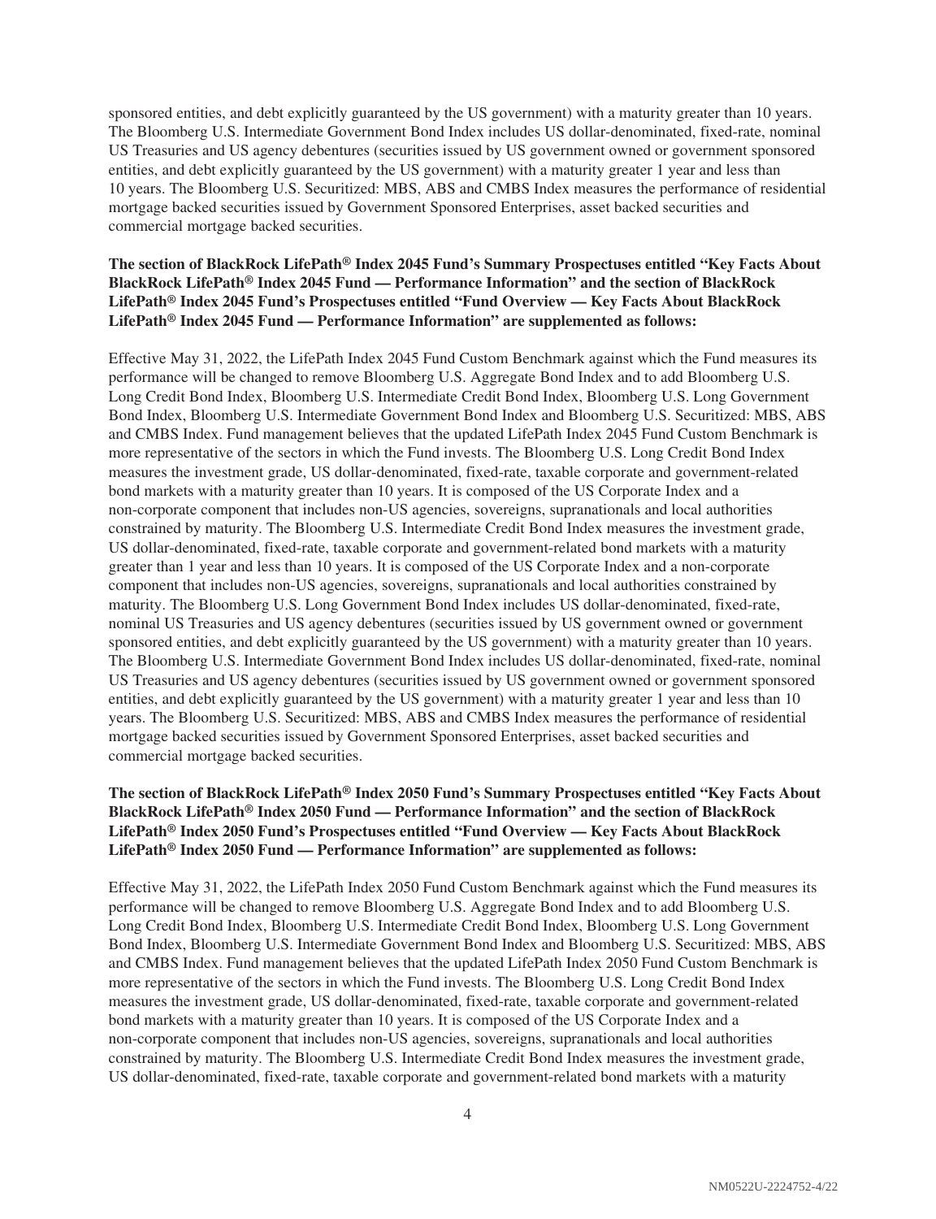sponsored entities, and debt explicitly guaranteed by the US government) with a maturity greater than 10 years. The Bloomberg U.S. Intermediate Government Bond Index includes US dollar-denominated, fixed-rate, nominal US Treasuries and US agency debentures (securities issued by US government owned or government sponsored entities, and debt explicitly guaranteed by the US government) with a maturity greater 1 year and less than 10 years. The Bloomberg U.S. Securitized: MBS, ABS and CMBS Index measures the performance of residential mortgage backed securities issued by Government Sponsored Enterprises, asset backed securities and commercial mortgage backed securities.

**The section of BlackRock LifePath® Index 2045 Fund's Summary Prospectuses entitled "Key Facts About BlackRock LifePath® Index 2045 Fund — Performance Information" and the section of BlackRock LifePath® Index 2045 Fund's Prospectuses entitled "Fund Overview — Key Facts About BlackRock LifePath® Index 2045 Fund — Performance Information" are supplemented as follows:**

Effective May 31, 2022, the LifePath Index 2045 Fund Custom Benchmark against which the Fund measures its performance will be changed to remove Bloomberg U.S. Aggregate Bond Index and to add Bloomberg U.S. Long Credit Bond Index, Bloomberg U.S. Intermediate Credit Bond Index, Bloomberg U.S. Long Government Bond Index, Bloomberg U.S. Intermediate Government Bond Index and Bloomberg U.S. Securitized: MBS, ABS and CMBS Index. Fund management believes that the updated LifePath Index 2045 Fund Custom Benchmark is more representative of the sectors in which the Fund invests. The Bloomberg U.S. Long Credit Bond Index measures the investment grade, US dollar-denominated, fixed-rate, taxable corporate and government-related bond markets with a maturity greater than 10 years. It is composed of the US Corporate Index and a non-corporate component that includes non-US agencies, sovereigns, supranationals and local authorities constrained by maturity. The Bloomberg U.S. Intermediate Credit Bond Index measures the investment grade, US dollar-denominated, fixed-rate, taxable corporate and government-related bond markets with a maturity greater than 1 year and less than 10 years. It is composed of the US Corporate Index and a non-corporate component that includes non-US agencies, sovereigns, supranationals and local authorities constrained by maturity. The Bloomberg U.S. Long Government Bond Index includes US dollar-denominated, fixed-rate, nominal US Treasuries and US agency debentures (securities issued by US government owned or government sponsored entities, and debt explicitly guaranteed by the US government) with a maturity greater than 10 years. The Bloomberg U.S. Intermediate Government Bond Index includes US dollar-denominated, fixed-rate, nominal US Treasuries and US agency debentures (securities issued by US government owned or government sponsored entities, and debt explicitly guaranteed by the US government) with a maturity greater 1 year and less than 10 years. The Bloomberg U.S. Securitized: MBS, ABS and CMBS Index measures the performance of residential mortgage backed securities issued by Government Sponsored Enterprises, asset backed securities and commercial mortgage backed securities.

**The section of BlackRock LifePath® Index 2050 Fund's Summary Prospectuses entitled "Key Facts About BlackRock LifePath® Index 2050 Fund — Performance Information" and the section of BlackRock LifePath® Index 2050 Fund's Prospectuses entitled "Fund Overview — Key Facts About BlackRock LifePath® Index 2050 Fund — Performance Information" are supplemented as follows:**

Effective May 31, 2022, the LifePath Index 2050 Fund Custom Benchmark against which the Fund measures its performance will be changed to remove Bloomberg U.S. Aggregate Bond Index and to add Bloomberg U.S. Long Credit Bond Index, Bloomberg U.S. Intermediate Credit Bond Index, Bloomberg U.S. Long Government Bond Index, Bloomberg U.S. Intermediate Government Bond Index and Bloomberg U.S. Securitized: MBS, ABS and CMBS Index. Fund management believes that the updated LifePath Index 2050 Fund Custom Benchmark is more representative of the sectors in which the Fund invests. The Bloomberg U.S. Long Credit Bond Index measures the investment grade, US dollar-denominated, fixed-rate, taxable corporate and government-related bond markets with a maturity greater than 10 years. It is composed of the US Corporate Index and a non-corporate component that includes non-US agencies, sovereigns, supranationals and local authorities constrained by maturity. The Bloomberg U.S. Intermediate Credit Bond Index measures the investment grade, US dollar-denominated, fixed-rate, taxable corporate and government-related bond markets with a maturity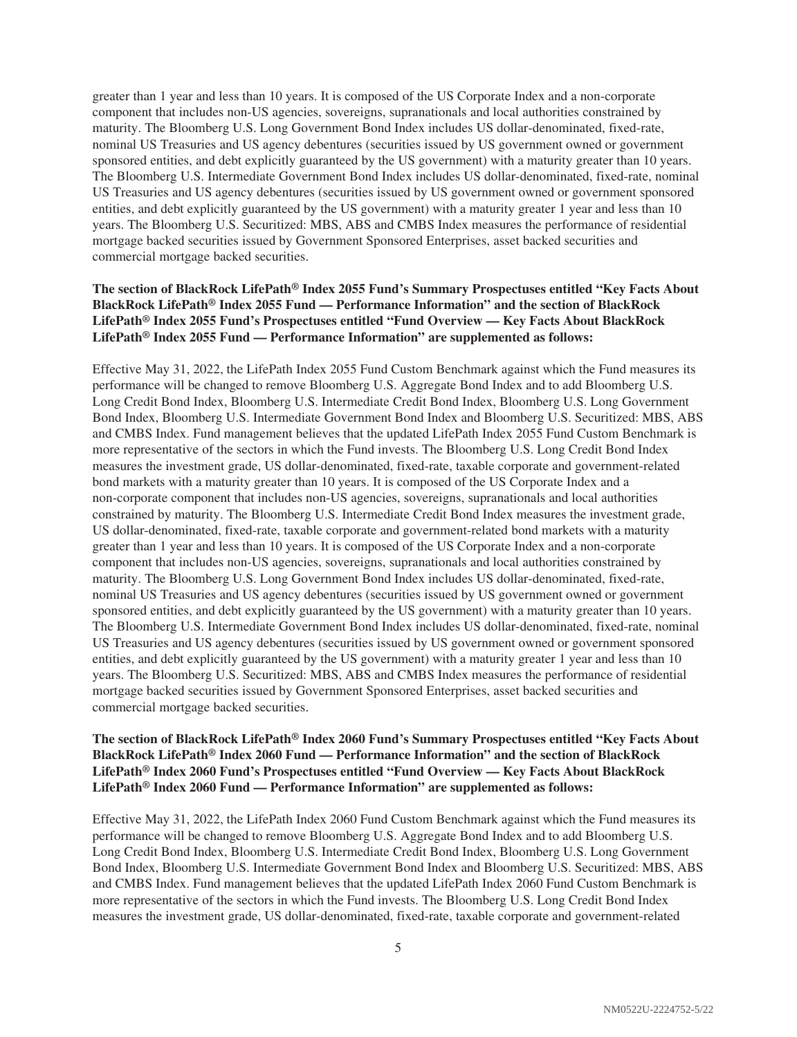greater than 1 year and less than 10 years. It is composed of the US Corporate Index and a non-corporate component that includes non-US agencies, sovereigns, supranationals and local authorities constrained by maturity. The Bloomberg U.S. Long Government Bond Index includes US dollar-denominated, fixed-rate, nominal US Treasuries and US agency debentures (securities issued by US government owned or government sponsored entities, and debt explicitly guaranteed by the US government) with a maturity greater than 10 years. The Bloomberg U.S. Intermediate Government Bond Index includes US dollar-denominated, fixed-rate, nominal US Treasuries and US agency debentures (securities issued by US government owned or government sponsored entities, and debt explicitly guaranteed by the US government) with a maturity greater 1 year and less than 10 years. The Bloomberg U.S. Securitized: MBS, ABS and CMBS Index measures the performance of residential mortgage backed securities issued by Government Sponsored Enterprises, asset backed securities and commercial mortgage backed securities.

**The section of BlackRock LifePath® Index 2055 Fund's Summary Prospectuses entitled "Key Facts About BlackRock LifePath® Index 2055 Fund — Performance Information" and the section of BlackRock LifePath® Index 2055 Fund's Prospectuses entitled "Fund Overview — Key Facts About BlackRock LifePath® Index 2055 Fund — Performance Information" are supplemented as follows:**

Effective May 31, 2022, the LifePath Index 2055 Fund Custom Benchmark against which the Fund measures its performance will be changed to remove Bloomberg U.S. Aggregate Bond Index and to add Bloomberg U.S. Long Credit Bond Index, Bloomberg U.S. Intermediate Credit Bond Index, Bloomberg U.S. Long Government Bond Index, Bloomberg U.S. Intermediate Government Bond Index and Bloomberg U.S. Securitized: MBS, ABS and CMBS Index. Fund management believes that the updated LifePath Index 2055 Fund Custom Benchmark is more representative of the sectors in which the Fund invests. The Bloomberg U.S. Long Credit Bond Index measures the investment grade, US dollar-denominated, fixed-rate, taxable corporate and government-related bond markets with a maturity greater than 10 years. It is composed of the US Corporate Index and a non-corporate component that includes non-US agencies, sovereigns, supranationals and local authorities constrained by maturity. The Bloomberg U.S. Intermediate Credit Bond Index measures the investment grade, US dollar-denominated, fixed-rate, taxable corporate and government-related bond markets with a maturity greater than 1 year and less than 10 years. It is composed of the US Corporate Index and a non-corporate component that includes non-US agencies, sovereigns, supranationals and local authorities constrained by maturity. The Bloomberg U.S. Long Government Bond Index includes US dollar-denominated, fixed-rate, nominal US Treasuries and US agency debentures (securities issued by US government owned or government sponsored entities, and debt explicitly guaranteed by the US government) with a maturity greater than 10 years. The Bloomberg U.S. Intermediate Government Bond Index includes US dollar-denominated, fixed-rate, nominal US Treasuries and US agency debentures (securities issued by US government owned or government sponsored entities, and debt explicitly guaranteed by the US government) with a maturity greater 1 year and less than 10 years. The Bloomberg U.S. Securitized: MBS, ABS and CMBS Index measures the performance of residential mortgage backed securities issued by Government Sponsored Enterprises, asset backed securities and commercial mortgage backed securities.

**The section of BlackRock LifePath® Index 2060 Fund's Summary Prospectuses entitled "Key Facts About BlackRock LifePath® Index 2060 Fund — Performance Information" and the section of BlackRock LifePath® Index 2060 Fund's Prospectuses entitled "Fund Overview — Key Facts About BlackRock LifePath® Index 2060 Fund — Performance Information" are supplemented as follows:**

Effective May 31, 2022, the LifePath Index 2060 Fund Custom Benchmark against which the Fund measures its performance will be changed to remove Bloomberg U.S. Aggregate Bond Index and to add Bloomberg U.S. Long Credit Bond Index, Bloomberg U.S. Intermediate Credit Bond Index, Bloomberg U.S. Long Government Bond Index, Bloomberg U.S. Intermediate Government Bond Index and Bloomberg U.S. Securitized: MBS, ABS and CMBS Index. Fund management believes that the updated LifePath Index 2060 Fund Custom Benchmark is more representative of the sectors in which the Fund invests. The Bloomberg U.S. Long Credit Bond Index measures the investment grade, US dollar-denominated, fixed-rate, taxable corporate and government-related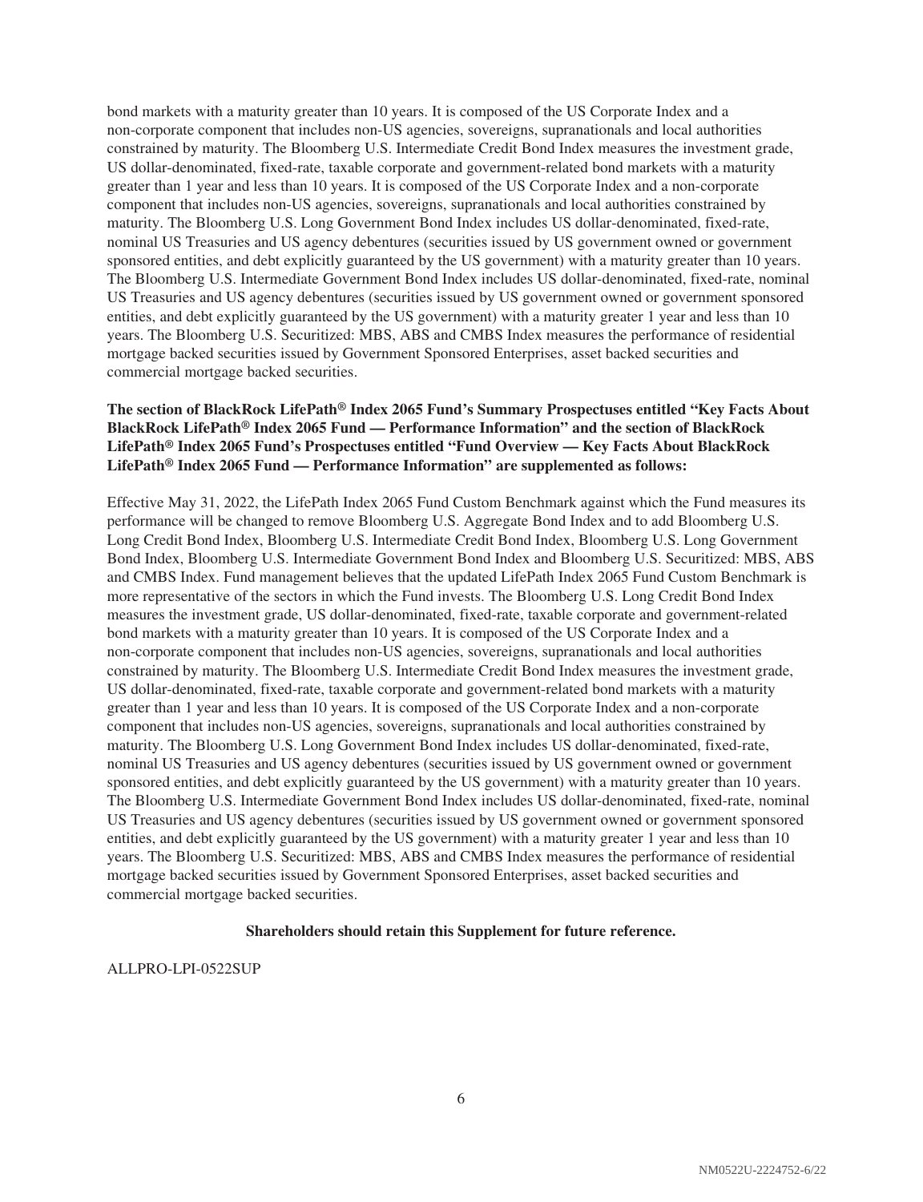bond markets with a maturity greater than 10 years. It is composed of the US Corporate Index and a non-corporate component that includes non-US agencies, sovereigns, supranationals and local authorities constrained by maturity. The Bloomberg U.S. Intermediate Credit Bond Index measures the investment grade, US dollar-denominated, fixed-rate, taxable corporate and government-related bond markets with a maturity greater than 1 year and less than 10 years. It is composed of the US Corporate Index and a non-corporate component that includes non-US agencies, sovereigns, supranationals and local authorities constrained by maturity. The Bloomberg U.S. Long Government Bond Index includes US dollar-denominated, fixed-rate, nominal US Treasuries and US agency debentures (securities issued by US government owned or government sponsored entities, and debt explicitly guaranteed by the US government) with a maturity greater than 10 years. The Bloomberg U.S. Intermediate Government Bond Index includes US dollar-denominated, fixed-rate, nominal US Treasuries and US agency debentures (securities issued by US government owned or government sponsored entities, and debt explicitly guaranteed by the US government) with a maturity greater 1 year and less than 10 years. The Bloomberg U.S. Securitized: MBS, ABS and CMBS Index measures the performance of residential mortgage backed securities issued by Government Sponsored Enterprises, asset backed securities and commercial mortgage backed securities.

**The section of BlackRock LifePath® Index 2065 Fund's Summary Prospectuses entitled "Key Facts About BlackRock LifePath® Index 2065 Fund — Performance Information" and the section of BlackRock LifePath® Index 2065 Fund's Prospectuses entitled "Fund Overview — Key Facts About BlackRock LifePath® Index 2065 Fund — Performance Information" are supplemented as follows:**

Effective May 31, 2022, the LifePath Index 2065 Fund Custom Benchmark against which the Fund measures its performance will be changed to remove Bloomberg U.S. Aggregate Bond Index and to add Bloomberg U.S. Long Credit Bond Index, Bloomberg U.S. Intermediate Credit Bond Index, Bloomberg U.S. Long Government Bond Index, Bloomberg U.S. Intermediate Government Bond Index and Bloomberg U.S. Securitized: MBS, ABS and CMBS Index. Fund management believes that the updated LifePath Index 2065 Fund Custom Benchmark is more representative of the sectors in which the Fund invests. The Bloomberg U.S. Long Credit Bond Index measures the investment grade, US dollar-denominated, fixed-rate, taxable corporate and government-related bond markets with a maturity greater than 10 years. It is composed of the US Corporate Index and a non-corporate component that includes non-US agencies, sovereigns, supranationals and local authorities constrained by maturity. The Bloomberg U.S. Intermediate Credit Bond Index measures the investment grade, US dollar-denominated, fixed-rate, taxable corporate and government-related bond markets with a maturity greater than 1 year and less than 10 years. It is composed of the US Corporate Index and a non-corporate component that includes non-US agencies, sovereigns, supranationals and local authorities constrained by maturity. The Bloomberg U.S. Long Government Bond Index includes US dollar-denominated, fixed-rate, nominal US Treasuries and US agency debentures (securities issued by US government owned or government sponsored entities, and debt explicitly guaranteed by the US government) with a maturity greater than 10 years. The Bloomberg U.S. Intermediate Government Bond Index includes US dollar-denominated, fixed-rate, nominal US Treasuries and US agency debentures (securities issued by US government owned or government sponsored entities, and debt explicitly guaranteed by the US government) with a maturity greater 1 year and less than 10 years. The Bloomberg U.S. Securitized: MBS, ABS and CMBS Index measures the performance of residential mortgage backed securities issued by Government Sponsored Enterprises, asset backed securities and commercial mortgage backed securities.

**Shareholders should retain this Supplement for future reference.**

ALLPRO-LPI-0522SUP

NM0522U-2224752-6/22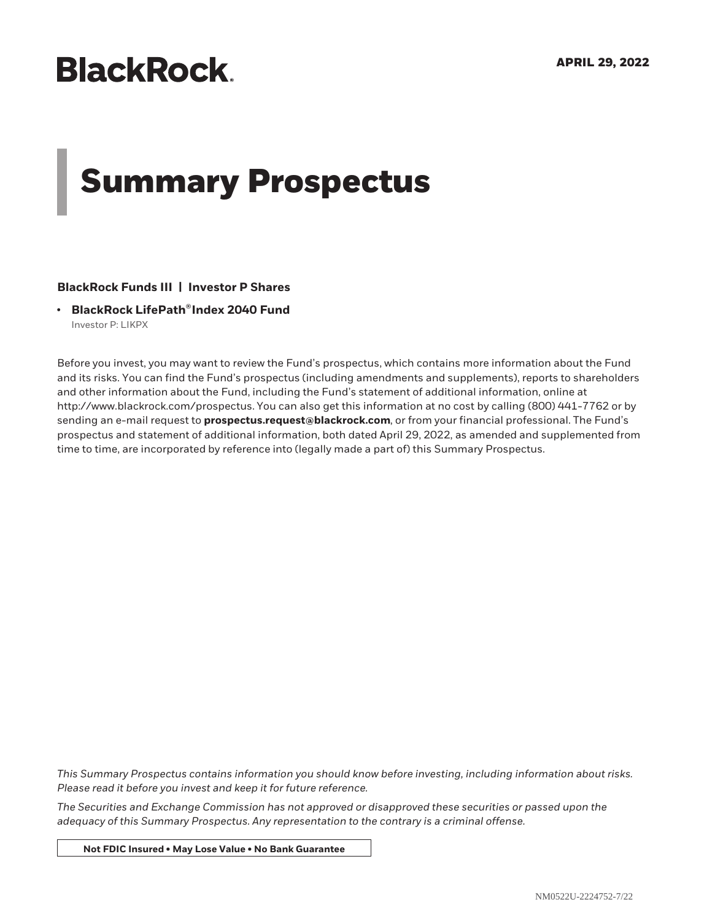**BlackRock**

**APRIL 29, 2022**

# Summary Prospectus

**BlackRock Funds III | Investor P Shares**

- **BlackRock LifePath® Index 2040 Fund**
  Investor P: LIKPX

Before you invest, you may want to review the Fund's prospectus, which contains more information about the Fund and its risks. You can find the Fund's prospectus (including amendments and supplements), reports to shareholders and other information about the Fund, including the Fund's statement of additional information, online at http://www.blackrock.com/prospectus. You can also get this information at no cost by calling (800) 441-7762 or by sending an e-mail request to **prospectus.request@blackrock.com**, or from your financial professional. The Fund's prospectus and statement of additional information, both dated April 29, 2022, as amended and supplemented from time to time, are incorporated by reference into (legally made a part of) this Summary Prospectus.

*This Summary Prospectus contains information you should know before investing, including information about risks. Please read it before you invest and keep it for future reference.*

*The Securities and Exchange Commission has not approved or disapproved these securities or passed upon the adequacy of this Summary Prospectus. Any representation to the contrary is a criminal offense.*

**Not FDIC Insured • May Lose Value • No Bank Guarantee**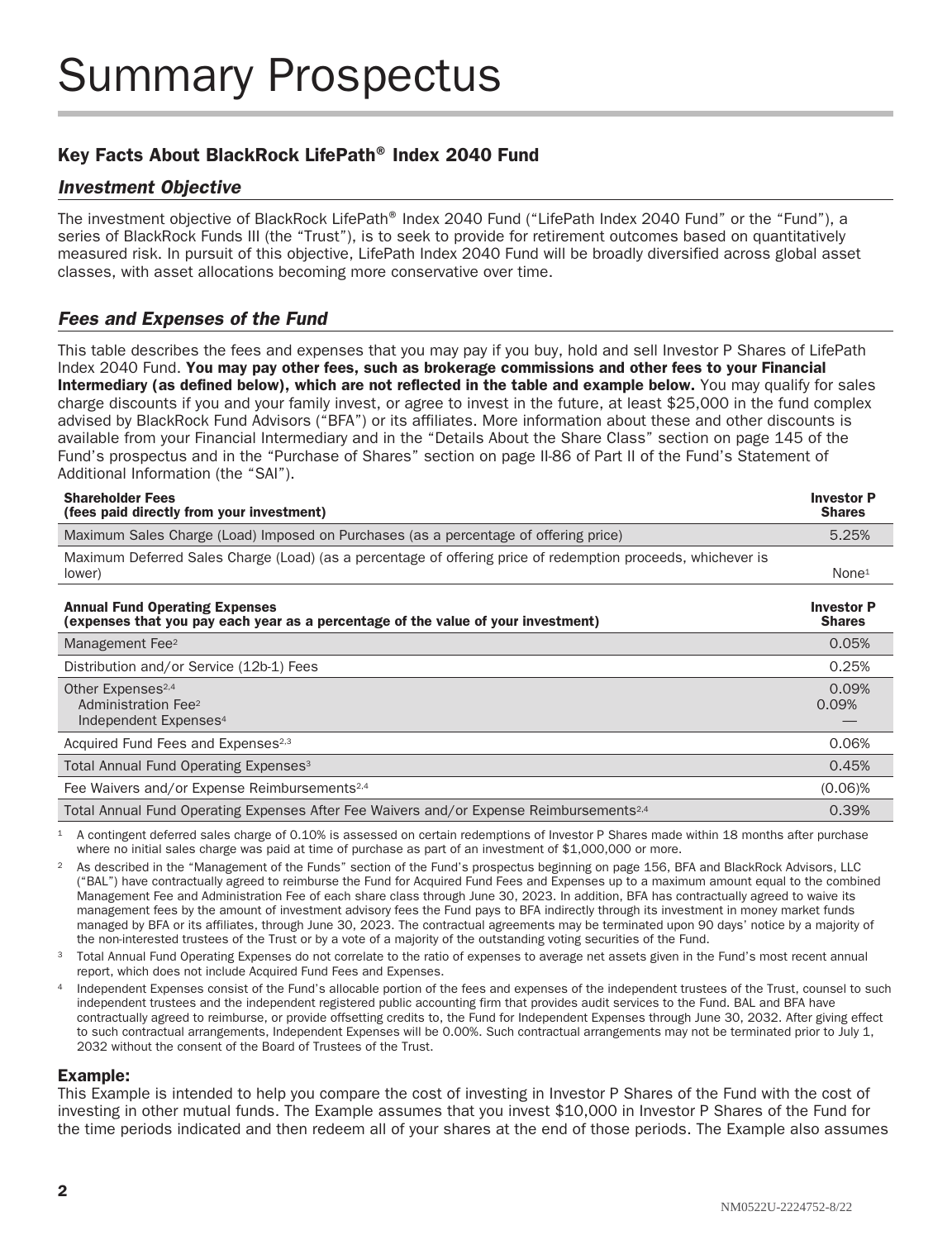# Summary Prospectus

## Key Facts About BlackRock LifePath® Index 2040 Fund

### *Investment Objective*

The investment objective of BlackRock LifePath® Index 2040 Fund ("LifePath Index 2040 Fund" or the "Fund"), a series of BlackRock Funds III (the "Trust"), is to seek to provide for retirement outcomes based on quantitatively measured risk. In pursuit of this objective, LifePath Index 2040 Fund will be broadly diversified across global asset classes, with asset allocations becoming more conservative over time.

### *Fees and Expenses of the Fund*

This table describes the fees and expenses that you may pay if you buy, hold and sell Investor P Shares of LifePath Index 2040 Fund. **You may pay other fees, such as brokerage commissions and other fees to your Financial Intermediary (as defined below), which are not reflected in the table and example below.** You may qualify for sales charge discounts if you and your family invest, or agree to invest in the future, at least $25,000 in the fund complex advised by BlackRock Fund Advisors ("BFA") or its affiliates. More information about these and other discounts is available from your Financial Intermediary and in the "Details About the Share Class" section on page 145 of the Fund's prospectus and in the "Purchase of Shares" section on page II-86 of Part II of the Fund's Statement of Additional Information (the "SAI").

| **Shareholder Fees (fees paid directly from your investment)** | **Investor P Shares** |
|---|---|
| Maximum Sales Charge (Load) Imposed on Purchases (as a percentage of offering price) | 5.25% |
| Maximum Deferred Sales Charge (Load) (as a percentage of offering price of redemption proceeds, whichever is lower) | None[1] |

| **Annual Fund Operating Expenses (expenses that you pay each year as a percentage of the value of your investment)** | **Investor P Shares** |
|---|---|
| Management Fee[2] | 0.05% |
| Distribution and/or Service (12b-1) Fees | 0.25% |
| Other Expenses[2,4] | 0.09% |
| Administration Fee[2] | 0.09% |
| Independent Expenses[4] | — |
| Acquired Fund Fees and Expenses[2,3] | 0.06% |
| Total Annual Fund Operating Expenses[3] | 0.45% |
| Fee Waivers and/or Expense Reimbursements[2,4] | (0.06)% |
| Total Annual Fund Operating Expenses After Fee Waivers and/or Expense Reimbursements[2,4] | 0.39% |

[1] A contingent deferred sales charge of 0.10% is assessed on certain redemptions of Investor P Shares made within 18 months after purchase where no initial sales charge was paid at time of purchase as part of an investment of $1,000,000 or more.

[2] As described in the "Management of the Funds" section of the Fund's prospectus beginning on page 156, BFA and BlackRock Advisors, LLC ("BAL") have contractually agreed to reimburse the Fund for Acquired Fund Fees and Expenses up to a maximum amount equal to the combined Management Fee and Administration Fee of each share class through June 30, 2023. In addition, BFA has contractually agreed to waive its management fees by the amount of investment advisory fees the Fund pays to BFA indirectly through its investment in money market funds managed by BFA or its affiliates, through June 30, 2023. The contractual agreements may be terminated upon 90 days' notice by a majority of the non-interested trustees of the Trust or by a vote of a majority of the outstanding voting securities of the Fund.

[3] Total Annual Fund Operating Expenses do not correlate to the ratio of expenses to average net assets given in the Fund's most recent annual report, which does not include Acquired Fund Fees and Expenses.

[4] Independent Expenses consist of the Fund's allocable portion of the fees and expenses of the independent trustees of the Trust, counsel to such independent trustees and the independent registered public accounting firm that provides audit services to the Fund. BAL and BFA have contractually agreed to reimburse, or provide offsetting credits to, the Fund for Independent Expenses through June 30, 2032. After giving effect to such contractual arrangements, Independent Expenses will be 0.00%. Such contractual arrangements may not be terminated prior to July 1, 2032 without the consent of the Board of Trustees of the Trust.

**Example:**

This Example is intended to help you compare the cost of investing in Investor P Shares of the Fund with the cost of investing in other mutual funds. The Example assumes that you invest $10,000 in Investor P Shares of the Fund for the time periods indicated and then redeem all of your shares at the end of those periods. The Example also assumes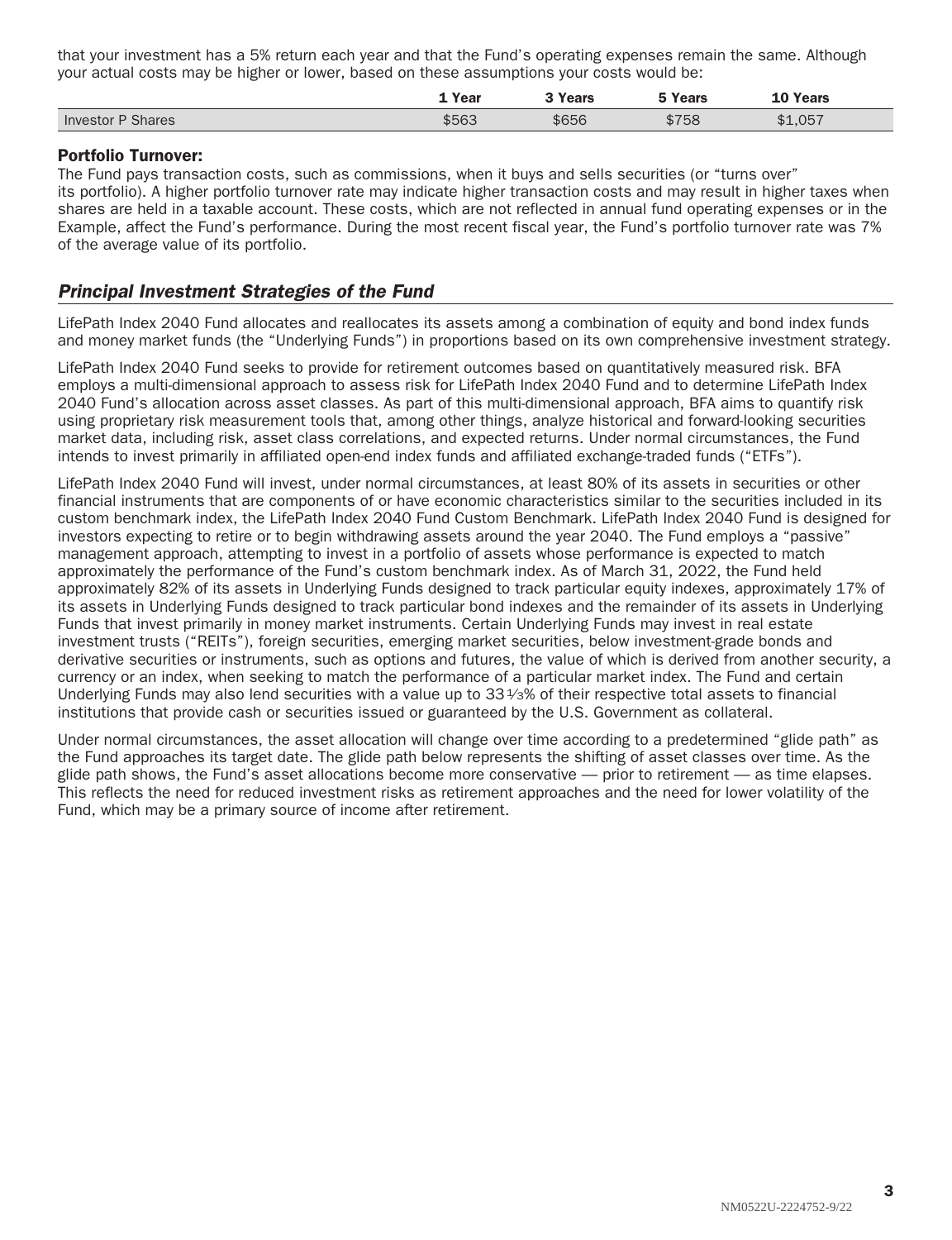that your investment has a 5% return each year and that the Fund's operating expenses remain the same. Although your actual costs may be higher or lower, based on these assumptions your costs would be:

| | 1 Year | 3 Years | 5 Years | 10 Years |
|---|---|---|---|---|
| Investor P Shares | $563 | $656 | $758 | $1,057 |

**Portfolio Turnover:**

The Fund pays transaction costs, such as commissions, when it buys and sells securities (or "turns over" its portfolio). A higher portfolio turnover rate may indicate higher transaction costs and may result in higher taxes when shares are held in a taxable account. These costs, which are not reflected in annual fund operating expenses or in the Example, affect the Fund's performance. During the most recent fiscal year, the Fund's portfolio turnover rate was 7% of the average value of its portfolio.

## *Principal Investment Strategies of the Fund*

LifePath Index 2040 Fund allocates and reallocates its assets among a combination of equity and bond index funds and money market funds (the "Underlying Funds") in proportions based on its own comprehensive investment strategy.

LifePath Index 2040 Fund seeks to provide for retirement outcomes based on quantitatively measured risk. BFA employs a multi-dimensional approach to assess risk for LifePath Index 2040 Fund and to determine LifePath Index 2040 Fund's allocation across asset classes. As part of this multi-dimensional approach, BFA aims to quantify risk using proprietary risk measurement tools that, among other things, analyze historical and forward-looking securities market data, including risk, asset class correlations, and expected returns. Under normal circumstances, the Fund intends to invest primarily in affiliated open-end index funds and affiliated exchange-traded funds ("ETFs").

LifePath Index 2040 Fund will invest, under normal circumstances, at least 80% of its assets in securities or other financial instruments that are components of or have economic characteristics similar to the securities included in its custom benchmark index, the LifePath Index 2040 Fund Custom Benchmark. LifePath Index 2040 Fund is designed for investors expecting to retire or to begin withdrawing assets around the year 2040. The Fund employs a "passive" management approach, attempting to invest in a portfolio of assets whose performance is expected to match approximately the performance of the Fund's custom benchmark index. As of March 31, 2022, the Fund held approximately 82% of its assets in Underlying Funds designed to track particular equity indexes, approximately 17% of its assets in Underlying Funds designed to track particular bond indexes and the remainder of its assets in Underlying Funds that invest primarily in money market instruments. Certain Underlying Funds may invest in real estate investment trusts ("REITs"), foreign securities, emerging market securities, below investment-grade bonds and derivative securities or instruments, such as options and futures, the value of which is derived from another security, a currency or an index, when seeking to match the performance of a particular market index. The Fund and certain Underlying Funds may also lend securities with a value up to 33⅓% of their respective total assets to financial institutions that provide cash or securities issued or guaranteed by the U.S. Government as collateral.

Under normal circumstances, the asset allocation will change over time according to a predetermined "glide path" as the Fund approaches its target date. The glide path below represents the shifting of asset classes over time. As the glide path shows, the Fund's asset allocations become more conservative — prior to retirement — as time elapses. This reflects the need for reduced investment risks as retirement approaches and the need for lower volatility of the Fund, which may be a primary source of income after retirement.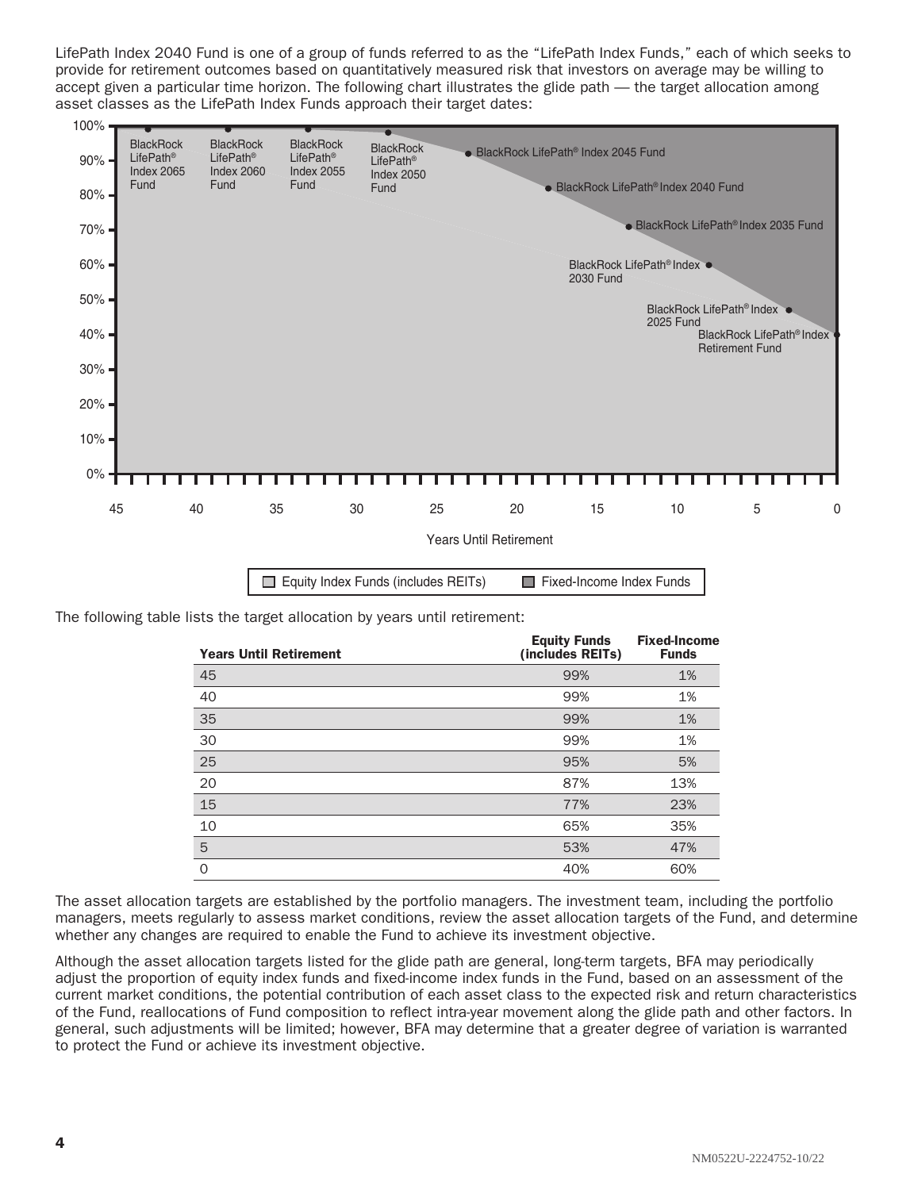LifePath Index 2040 Fund is one of a group of funds referred to as the “LifePath Index Funds,” each of which seeks to provide for retirement outcomes based on quantitatively measured risk that investors on average may be willing to accept given a particular time horizon. The following chart illustrates the glide path — the target allocation among asset classes as the LifePath Index Funds approach their target dates:

The following table lists the target allocation by years until retirement:

| Years Until Retirement | Equity Funds (includes REITs) | Fixed-Income Funds |
|---|---|---|
| 45 | 99% | 1% |
| 40 | 99% | 1% |
| 35 | 99% | 1% |
| 30 | 99% | 1% |
| 25 | 95% | 5% |
| 20 | 87% | 13% |
| 15 | 77% | 23% |
| 10 | 65% | 35% |
| 5 | 53% | 47% |
| 0 | 40% | 60% |

The asset allocation targets are established by the portfolio managers. The investment team, including the portfolio managers, meets regularly to assess market conditions, review the asset allocation targets of the Fund, and determine whether any changes are required to enable the Fund to achieve its investment objective.

Although the asset allocation targets listed for the glide path are general, long-term targets, BFA may periodically adjust the proportion of equity index funds and fixed-income index funds in the Fund, based on an assessment of the current market conditions, the potential contribution of each asset class to the expected risk and return characteristics of the Fund, reallocations of Fund composition to reflect intra-year movement along the glide path and other factors. In general, such adjustments will be limited; however, BFA may determine that a greater degree of variation is warranted to protect the Fund or achieve its investment objective.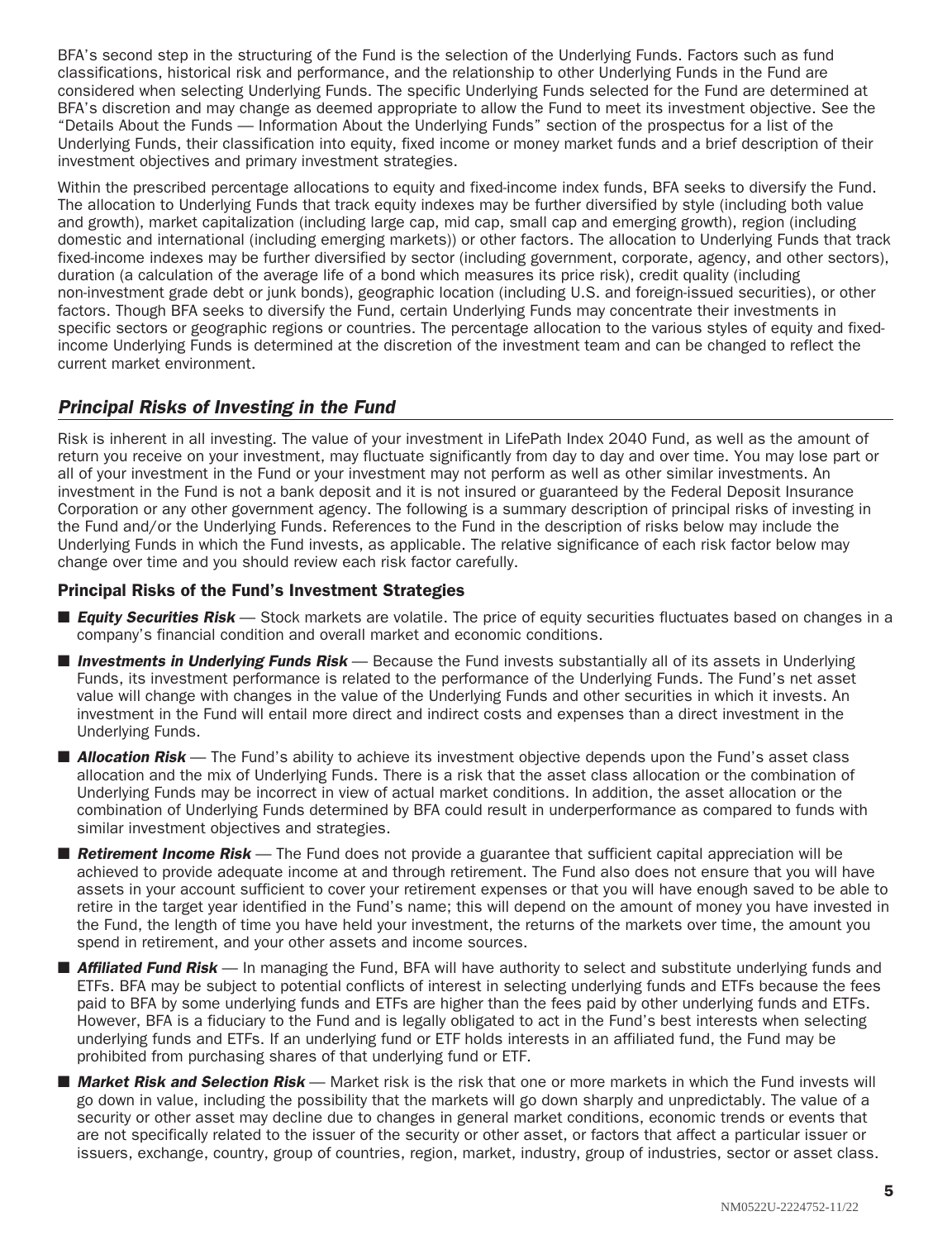BFA's second step in the structuring of the Fund is the selection of the Underlying Funds. Factors such as fund classifications, historical risk and performance, and the relationship to other Underlying Funds in the Fund are considered when selecting Underlying Funds. The specific Underlying Funds selected for the Fund are determined at BFA's discretion and may change as deemed appropriate to allow the Fund to meet its investment objective. See the "Details About the Funds — Information About the Underlying Funds" section of the prospectus for a list of the Underlying Funds, their classification into equity, fixed income or money market funds and a brief description of their investment objectives and primary investment strategies.

Within the prescribed percentage allocations to equity and fixed-income index funds, BFA seeks to diversify the Fund. The allocation to Underlying Funds that track equity indexes may be further diversified by style (including both value and growth), market capitalization (including large cap, mid cap, small cap and emerging growth), region (including domestic and international (including emerging markets)) or other factors. The allocation to Underlying Funds that track fixed-income indexes may be further diversified by sector (including government, corporate, agency, and other sectors), duration (a calculation of the average life of a bond which measures its price risk), credit quality (including non-investment grade debt or junk bonds), geographic location (including U.S. and foreign-issued securities), or other factors. Though BFA seeks to diversify the Fund, certain Underlying Funds may concentrate their investments in specific sectors or geographic regions or countries. The percentage allocation to the various styles of equity and fixed-income Underlying Funds is determined at the discretion of the investment team and can be changed to reflect the current market environment.

## *Principal Risks of Investing in the Fund*

Risk is inherent in all investing. The value of your investment in LifePath Index 2040 Fund, as well as the amount of return you receive on your investment, may fluctuate significantly from day to day and over time. You may lose part or all of your investment in the Fund or your investment may not perform as well as other similar investments. An investment in the Fund is not a bank deposit and it is not insured or guaranteed by the Federal Deposit Insurance Corporation or any other government agency. The following is a summary description of principal risks of investing in the Fund and/or the Underlying Funds. References to the Fund in the description of risks below may include the Underlying Funds in which the Fund invests, as applicable. The relative significance of each risk factor below may change over time and you should review each risk factor carefully.

### Principal Risks of the Fund's Investment Strategies

- ***Equity Securities Risk*** — Stock markets are volatile. The price of equity securities fluctuates based on changes in a company's financial condition and overall market and economic conditions.
- ***Investments in Underlying Funds Risk*** — Because the Fund invests substantially all of its assets in Underlying Funds, its investment performance is related to the performance of the Underlying Funds. The Fund's net asset value will change with changes in the value of the Underlying Funds and other securities in which it invests. An investment in the Fund will entail more direct and indirect costs and expenses than a direct investment in the Underlying Funds.
- ***Allocation Risk*** — The Fund's ability to achieve its investment objective depends upon the Fund's asset class allocation and the mix of Underlying Funds. There is a risk that the asset class allocation or the combination of Underlying Funds may be incorrect in view of actual market conditions. In addition, the asset allocation or the combination of Underlying Funds determined by BFA could result in underperformance as compared to funds with similar investment objectives and strategies.
- ***Retirement Income Risk*** — The Fund does not provide a guarantee that sufficient capital appreciation will be achieved to provide adequate income at and through retirement. The Fund also does not ensure that you will have assets in your account sufficient to cover your retirement expenses or that you will have enough saved to be able to retire in the target year identified in the Fund's name; this will depend on the amount of money you have invested in the Fund, the length of time you have held your investment, the returns of the markets over time, the amount you spend in retirement, and your other assets and income sources.
- ***Affiliated Fund Risk*** — In managing the Fund, BFA will have authority to select and substitute underlying funds and ETFs. BFA may be subject to potential conflicts of interest in selecting underlying funds and ETFs because the fees paid to BFA by some underlying funds and ETFs are higher than the fees paid by other underlying funds and ETFs. However, BFA is a fiduciary to the Fund and is legally obligated to act in the Fund's best interests when selecting underlying funds and ETFs. If an underlying fund or ETF holds interests in an affiliated fund, the Fund may be prohibited from purchasing shares of that underlying fund or ETF.
- ***Market Risk and Selection Risk*** — Market risk is the risk that one or more markets in which the Fund invests will go down in value, including the possibility that the markets will go down sharply and unpredictably. The value of a security or other asset may decline due to changes in general market conditions, economic trends or events that are not specifically related to the issuer of the security or other asset, or factors that affect a particular issuer or issuers, exchange, country, group of countries, region, market, industry, group of industries, sector or asset class.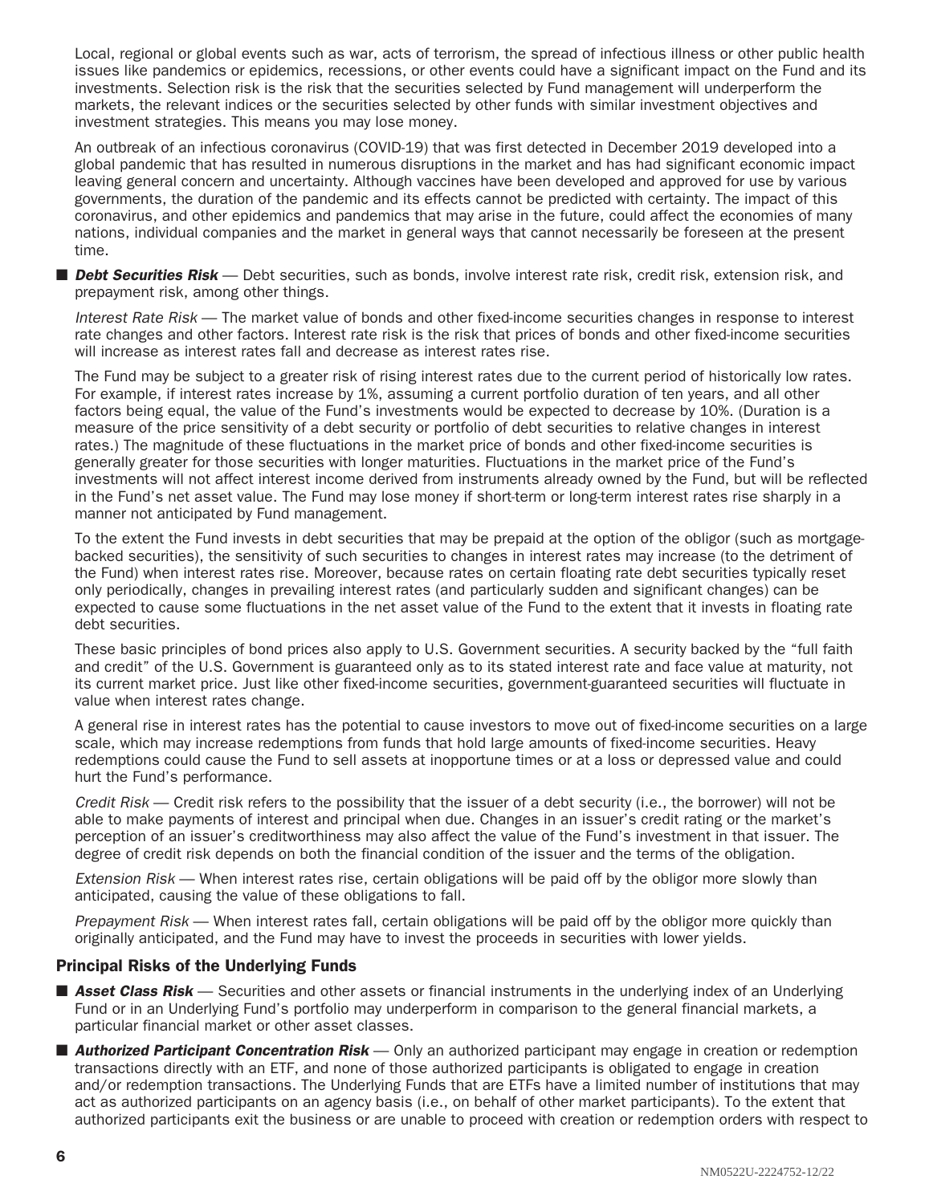Local, regional or global events such as war, acts of terrorism, the spread of infectious illness or other public health issues like pandemics or epidemics, recessions, or other events could have a significant impact on the Fund and its investments. Selection risk is the risk that the securities selected by Fund management will underperform the markets, the relevant indices or the securities selected by other funds with similar investment objectives and investment strategies. This means you may lose money.

An outbreak of an infectious coronavirus (COVID-19) that was first detected in December 2019 developed into a global pandemic that has resulted in numerous disruptions in the market and has had significant economic impact leaving general concern and uncertainty. Although vaccines have been developed and approved for use by various governments, the duration of the pandemic and its effects cannot be predicted with certainty. The impact of this coronavirus, and other epidemics and pandemics that may arise in the future, could affect the economies of many nations, individual companies and the market in general ways that cannot necessarily be foreseen at the present time.

- ***Debt Securities Risk*** — Debt securities, such as bonds, involve interest rate risk, credit risk, extension risk, and prepayment risk, among other things.

  *Interest Rate Risk* — The market value of bonds and other fixed-income securities changes in response to interest rate changes and other factors. Interest rate risk is the risk that prices of bonds and other fixed-income securities will increase as interest rates fall and decrease as interest rates rise.

  The Fund may be subject to a greater risk of rising interest rates due to the current period of historically low rates. For example, if interest rates increase by 1%, assuming a current portfolio duration of ten years, and all other factors being equal, the value of the Fund's investments would be expected to decrease by 10%. (Duration is a measure of the price sensitivity of a debt security or portfolio of debt securities to relative changes in interest rates.) The magnitude of these fluctuations in the market price of bonds and other fixed-income securities is generally greater for those securities with longer maturities. Fluctuations in the market price of the Fund's investments will not affect interest income derived from instruments already owned by the Fund, but will be reflected in the Fund's net asset value. The Fund may lose money if short-term or long-term interest rates rise sharply in a manner not anticipated by Fund management.

  To the extent the Fund invests in debt securities that may be prepaid at the option of the obligor (such as mortgage-backed securities), the sensitivity of such securities to changes in interest rates may increase (to the detriment of the Fund) when interest rates rise. Moreover, because rates on certain floating rate debt securities typically reset only periodically, changes in prevailing interest rates (and particularly sudden and significant changes) can be expected to cause some fluctuations in the net asset value of the Fund to the extent that it invests in floating rate debt securities.

  These basic principles of bond prices also apply to U.S. Government securities. A security backed by the "full faith and credit" of the U.S. Government is guaranteed only as to its stated interest rate and face value at maturity, not its current market price. Just like other fixed-income securities, government-guaranteed securities will fluctuate in value when interest rates change.

  A general rise in interest rates has the potential to cause investors to move out of fixed-income securities on a large scale, which may increase redemptions from funds that hold large amounts of fixed-income securities. Heavy redemptions could cause the Fund to sell assets at inopportune times or at a loss or depressed value and could hurt the Fund's performance.

  *Credit Risk* — Credit risk refers to the possibility that the issuer of a debt security (i.e., the borrower) will not be able to make payments of interest and principal when due. Changes in an issuer's credit rating or the market's perception of an issuer's creditworthiness may also affect the value of the Fund's investment in that issuer. The degree of credit risk depends on both the financial condition of the issuer and the terms of the obligation.

  *Extension Risk* — When interest rates rise, certain obligations will be paid off by the obligor more slowly than anticipated, causing the value of these obligations to fall.

  *Prepayment Risk* — When interest rates fall, certain obligations will be paid off by the obligor more quickly than originally anticipated, and the Fund may have to invest the proceeds in securities with lower yields.

### Principal Risks of the Underlying Funds

- ***Asset Class Risk*** — Securities and other assets or financial instruments in the underlying index of an Underlying Fund or in an Underlying Fund's portfolio may underperform in comparison to the general financial markets, a particular financial market or other asset classes.
- ***Authorized Participant Concentration Risk*** — Only an authorized participant may engage in creation or redemption transactions directly with an ETF, and none of those authorized participants is obligated to engage in creation and/or redemption transactions. The Underlying Funds that are ETFs have a limited number of institutions that may act as authorized participants on an agency basis (i.e., on behalf of other market participants). To the extent that authorized participants exit the business or are unable to proceed with creation or redemption orders with respect to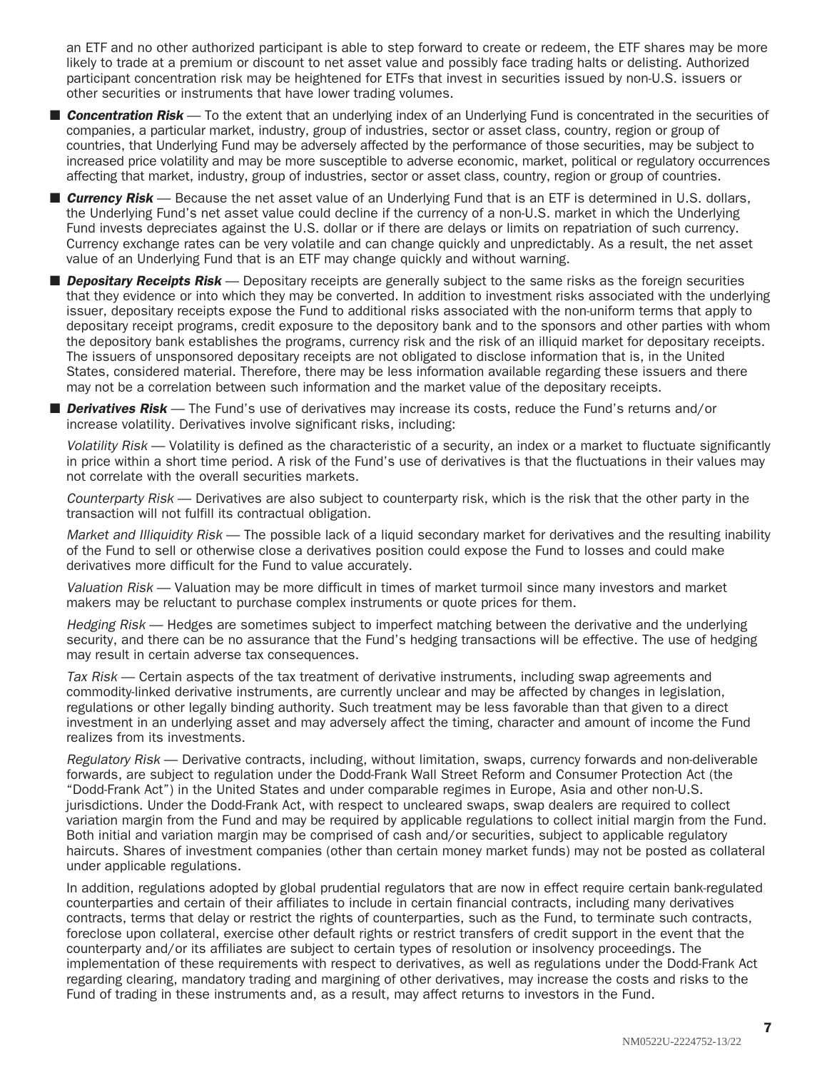an ETF and no other authorized participant is able to step forward to create or redeem, the ETF shares may be more likely to trade at a premium or discount to net asset value and possibly face trading halts or delisting. Authorized participant concentration risk may be heightened for ETFs that invest in securities issued by non-U.S. issuers or other securities or instruments that have lower trading volumes.

- ***Concentration Risk*** — To the extent that an underlying index of an Underlying Fund is concentrated in the securities of companies, a particular market, industry, group of industries, sector or asset class, country, region or group of countries, that Underlying Fund may be adversely affected by the performance of those securities, may be subject to increased price volatility and may be more susceptible to adverse economic, market, political or regulatory occurrences affecting that market, industry, group of industries, sector or asset class, country, region or group of countries.

- ***Currency Risk*** — Because the net asset value of an Underlying Fund that is an ETF is determined in U.S. dollars, the Underlying Fund's net asset value could decline if the currency of a non-U.S. market in which the Underlying Fund invests depreciates against the U.S. dollar or if there are delays or limits on repatriation of such currency. Currency exchange rates can be very volatile and can change quickly and unpredictably. As a result, the net asset value of an Underlying Fund that is an ETF may change quickly and without warning.

- ***Depositary Receipts Risk*** — Depositary receipts are generally subject to the same risks as the foreign securities that they evidence or into which they may be converted. In addition to investment risks associated with the underlying issuer, depositary receipts expose the Fund to additional risks associated with the non-uniform terms that apply to depositary receipt programs, credit exposure to the depository bank and to the sponsors and other parties with whom the depository bank establishes the programs, currency risk and the risk of an illiquid market for depositary receipts. The issuers of unsponsored depositary receipts are not obligated to disclose information that is, in the United States, considered material. Therefore, there may be less information available regarding these issuers and there may not be a correlation between such information and the market value of the depositary receipts.

- ***Derivatives Risk*** — The Fund's use of derivatives may increase its costs, reduce the Fund's returns and/or increase volatility. Derivatives involve significant risks, including:

  *Volatility Risk* — Volatility is defined as the characteristic of a security, an index or a market to fluctuate significantly in price within a short time period. A risk of the Fund's use of derivatives is that the fluctuations in their values may not correlate with the overall securities markets.

  *Counterparty Risk* — Derivatives are also subject to counterparty risk, which is the risk that the other party in the transaction will not fulfill its contractual obligation.

  *Market and Illiquidity Risk* — The possible lack of a liquid secondary market for derivatives and the resulting inability of the Fund to sell or otherwise close a derivatives position could expose the Fund to losses and could make derivatives more difficult for the Fund to value accurately.

  *Valuation Risk* — Valuation may be more difficult in times of market turmoil since many investors and market makers may be reluctant to purchase complex instruments or quote prices for them.

  *Hedging Risk* — Hedges are sometimes subject to imperfect matching between the derivative and the underlying security, and there can be no assurance that the Fund's hedging transactions will be effective. The use of hedging may result in certain adverse tax consequences.

  *Tax Risk* — Certain aspects of the tax treatment of derivative instruments, including swap agreements and commodity-linked derivative instruments, are currently unclear and may be affected by changes in legislation, regulations or other legally binding authority. Such treatment may be less favorable than that given to a direct investment in an underlying asset and may adversely affect the timing, character and amount of income the Fund realizes from its investments.

  *Regulatory Risk* — Derivative contracts, including, without limitation, swaps, currency forwards and non-deliverable forwards, are subject to regulation under the Dodd-Frank Wall Street Reform and Consumer Protection Act (the "Dodd-Frank Act") in the United States and under comparable regimes in Europe, Asia and other non-U.S. jurisdictions. Under the Dodd-Frank Act, with respect to uncleared swaps, swap dealers are required to collect variation margin from the Fund and may be required by applicable regulations to collect initial margin from the Fund. Both initial and variation margin may be comprised of cash and/or securities, subject to applicable regulatory haircuts. Shares of investment companies (other than certain money market funds) may not be posted as collateral under applicable regulations.

  In addition, regulations adopted by global prudential regulators that are now in effect require certain bank-regulated counterparties and certain of their affiliates to include in certain financial contracts, including many derivatives contracts, terms that delay or restrict the rights of counterparties, such as the Fund, to terminate such contracts, foreclose upon collateral, exercise other default rights or restrict transfers of credit support in the event that the counterparty and/or its affiliates are subject to certain types of resolution or insolvency proceedings. The implementation of these requirements with respect to derivatives, as well as regulations under the Dodd-Frank Act regarding clearing, mandatory trading and margining of other derivatives, may increase the costs and risks to the Fund of trading in these instruments and, as a result, may affect returns to investors in the Fund.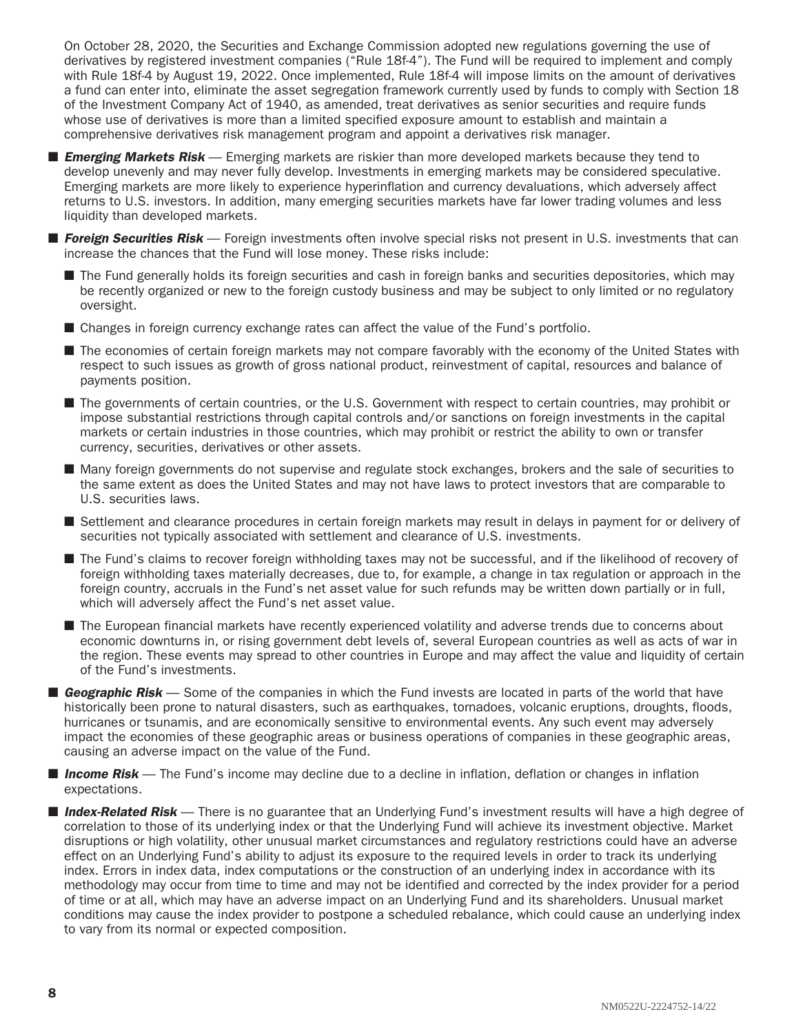On October 28, 2020, the Securities and Exchange Commission adopted new regulations governing the use of derivatives by registered investment companies (“Rule 18f-4”). The Fund will be required to implement and comply with Rule 18f-4 by August 19, 2022. Once implemented, Rule 18f-4 will impose limits on the amount of derivatives a fund can enter into, eliminate the asset segregation framework currently used by funds to comply with Section 18 of the Investment Company Act of 1940, as amended, treat derivatives as senior securities and require funds whose use of derivatives is more than a limited specified exposure amount to establish and maintain a comprehensive derivatives risk management program and appoint a derivatives risk manager.

- ***Emerging Markets Risk*** — Emerging markets are riskier than more developed markets because they tend to develop unevenly and may never fully develop. Investments in emerging markets may be considered speculative. Emerging markets are more likely to experience hyperinflation and currency devaluations, which adversely affect returns to U.S. investors. In addition, many emerging securities markets have far lower trading volumes and less liquidity than developed markets.
- ***Foreign Securities Risk*** — Foreign investments often involve special risks not present in U.S. investments that can increase the chances that the Fund will lose money. These risks include:
  - The Fund generally holds its foreign securities and cash in foreign banks and securities depositories, which may be recently organized or new to the foreign custody business and may be subject to only limited or no regulatory oversight.
  - Changes in foreign currency exchange rates can affect the value of the Fund’s portfolio.
  - The economies of certain foreign markets may not compare favorably with the economy of the United States with respect to such issues as growth of gross national product, reinvestment of capital, resources and balance of payments position.
  - The governments of certain countries, or the U.S. Government with respect to certain countries, may prohibit or impose substantial restrictions through capital controls and/or sanctions on foreign investments in the capital markets or certain industries in those countries, which may prohibit or restrict the ability to own or transfer currency, securities, derivatives or other assets.
  - Many foreign governments do not supervise and regulate stock exchanges, brokers and the sale of securities to the same extent as does the United States and may not have laws to protect investors that are comparable to U.S. securities laws.
  - Settlement and clearance procedures in certain foreign markets may result in delays in payment for or delivery of securities not typically associated with settlement and clearance of U.S. investments.
  - The Fund’s claims to recover foreign withholding taxes may not be successful, and if the likelihood of recovery of foreign withholding taxes materially decreases, due to, for example, a change in tax regulation or approach in the foreign country, accruals in the Fund’s net asset value for such refunds may be written down partially or in full, which will adversely affect the Fund’s net asset value.
  - The European financial markets have recently experienced volatility and adverse trends due to concerns about economic downturns in, or rising government debt levels of, several European countries as well as acts of war in the region. These events may spread to other countries in Europe and may affect the value and liquidity of certain of the Fund’s investments.
- ***Geographic Risk*** — Some of the companies in which the Fund invests are located in parts of the world that have historically been prone to natural disasters, such as earthquakes, tornadoes, volcanic eruptions, droughts, floods, hurricanes or tsunamis, and are economically sensitive to environmental events. Any such event may adversely impact the economies of these geographic areas or business operations of companies in these geographic areas, causing an adverse impact on the value of the Fund.
- ***Income Risk*** — The Fund’s income may decline due to a decline in inflation, deflation or changes in inflation expectations.
- ***Index-Related Risk*** — There is no guarantee that an Underlying Fund’s investment results will have a high degree of correlation to those of its underlying index or that the Underlying Fund will achieve its investment objective. Market disruptions or high volatility, other unusual market circumstances and regulatory restrictions could have an adverse effect on an Underlying Fund’s ability to adjust its exposure to the required levels in order to track its underlying index. Errors in index data, index computations or the construction of an underlying index in accordance with its methodology may occur from time to time and may not be identified and corrected by the index provider for a period of time or at all, which may have an adverse impact on an Underlying Fund and its shareholders. Unusual market conditions may cause the index provider to postpone a scheduled rebalance, which could cause an underlying index to vary from its normal or expected composition.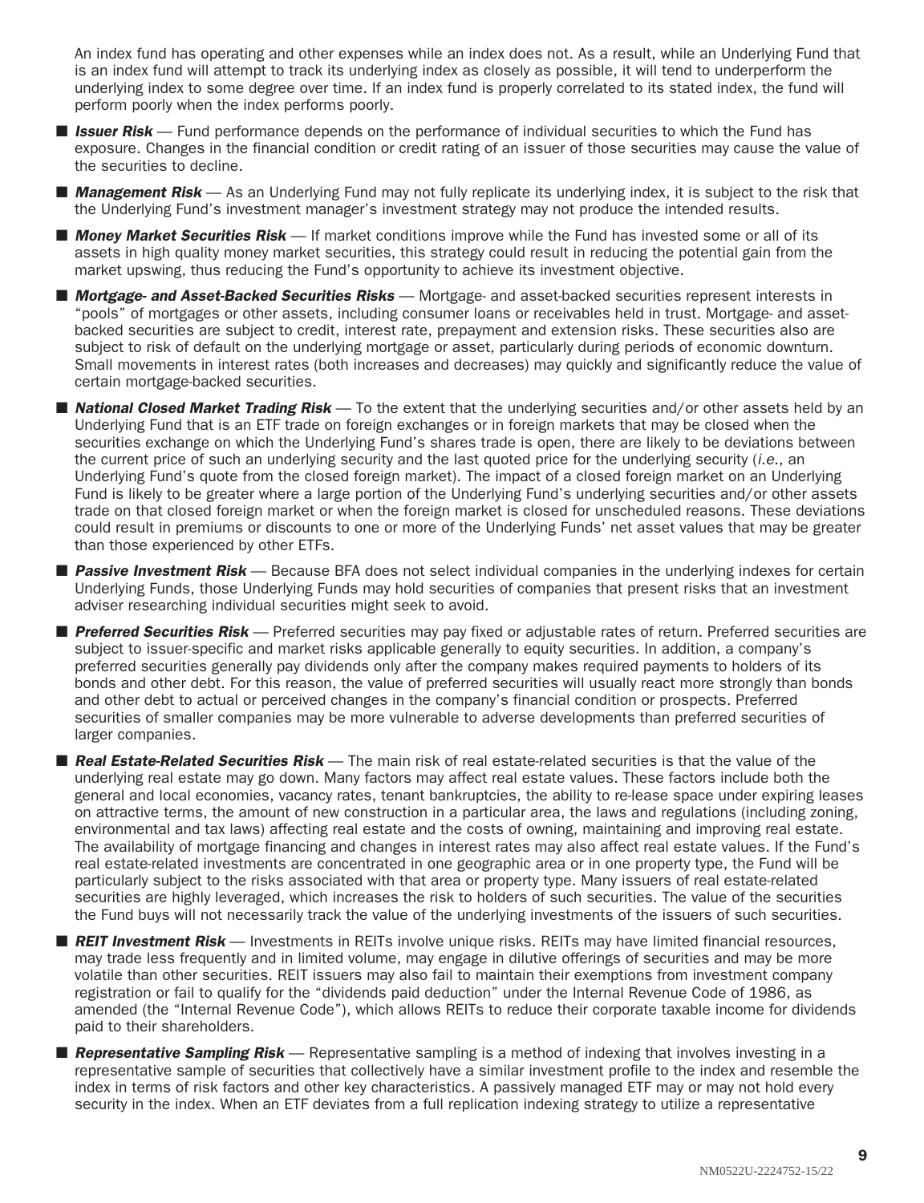An index fund has operating and other expenses while an index does not. As a result, while an Underlying Fund that is an index fund will attempt to track its underlying index as closely as possible, it will tend to underperform the underlying index to some degree over time. If an index fund is properly correlated to its stated index, the fund will perform poorly when the index performs poorly.

- ***Issuer Risk*** — Fund performance depends on the performance of individual securities to which the Fund has exposure. Changes in the financial condition or credit rating of an issuer of those securities may cause the value of the securities to decline.
- ***Management Risk*** — As an Underlying Fund may not fully replicate its underlying index, it is subject to the risk that the Underlying Fund's investment manager's investment strategy may not produce the intended results.
- ***Money Market Securities Risk*** — If market conditions improve while the Fund has invested some or all of its assets in high quality money market securities, this strategy could result in reducing the potential gain from the market upswing, thus reducing the Fund's opportunity to achieve its investment objective.
- ***Mortgage- and Asset-Backed Securities Risks*** — Mortgage- and asset-backed securities represent interests in "pools" of mortgages or other assets, including consumer loans or receivables held in trust. Mortgage- and asset-backed securities are subject to credit, interest rate, prepayment and extension risks. These securities also are subject to risk of default on the underlying mortgage or asset, particularly during periods of economic downturn. Small movements in interest rates (both increases and decreases) may quickly and significantly reduce the value of certain mortgage-backed securities.
- ***National Closed Market Trading Risk*** — To the extent that the underlying securities and/or other assets held by an Underlying Fund that is an ETF trade on foreign exchanges or in foreign markets that may be closed when the securities exchange on which the Underlying Fund's shares trade is open, there are likely to be deviations between the current price of such an underlying security and the last quoted price for the underlying security (*i.e.*, an Underlying Fund's quote from the closed foreign market). The impact of a closed foreign market on an Underlying Fund is likely to be greater where a large portion of the Underlying Fund's underlying securities and/or other assets trade on that closed foreign market or when the foreign market is closed for unscheduled reasons. These deviations could result in premiums or discounts to one or more of the Underlying Funds' net asset values that may be greater than those experienced by other ETFs.
- ***Passive Investment Risk*** — Because BFA does not select individual companies in the underlying indexes for certain Underlying Funds, those Underlying Funds may hold securities of companies that present risks that an investment adviser researching individual securities might seek to avoid.
- ***Preferred Securities Risk*** — Preferred securities may pay fixed or adjustable rates of return. Preferred securities are subject to issuer-specific and market risks applicable generally to equity securities. In addition, a company's preferred securities generally pay dividends only after the company makes required payments to holders of its bonds and other debt. For this reason, the value of preferred securities will usually react more strongly than bonds and other debt to actual or perceived changes in the company's financial condition or prospects. Preferred securities of smaller companies may be more vulnerable to adverse developments than preferred securities of larger companies.
- ***Real Estate-Related Securities Risk*** — The main risk of real estate-related securities is that the value of the underlying real estate may go down. Many factors may affect real estate values. These factors include both the general and local economies, vacancy rates, tenant bankruptcies, the ability to re-lease space under expiring leases on attractive terms, the amount of new construction in a particular area, the laws and regulations (including zoning, environmental and tax laws) affecting real estate and the costs of owning, maintaining and improving real estate. The availability of mortgage financing and changes in interest rates may also affect real estate values. If the Fund's real estate-related investments are concentrated in one geographic area or in one property type, the Fund will be particularly subject to the risks associated with that area or property type. Many issuers of real estate-related securities are highly leveraged, which increases the risk to holders of such securities. The value of the securities the Fund buys will not necessarily track the value of the underlying investments of the issuers of such securities.
- ***REIT Investment Risk*** — Investments in REITs involve unique risks. REITs may have limited financial resources, may trade less frequently and in limited volume, may engage in dilutive offerings of securities and may be more volatile than other securities. REIT issuers may also fail to maintain their exemptions from investment company registration or fail to qualify for the "dividends paid deduction" under the Internal Revenue Code of 1986, as amended (the "Internal Revenue Code"), which allows REITs to reduce their corporate taxable income for dividends paid to their shareholders.
- ***Representative Sampling Risk*** — Representative sampling is a method of indexing that involves investing in a representative sample of securities that collectively have a similar investment profile to the index and resemble the index in terms of risk factors and other key characteristics. A passively managed ETF may or may not hold every security in the index. When an ETF deviates from a full replication indexing strategy to utilize a representative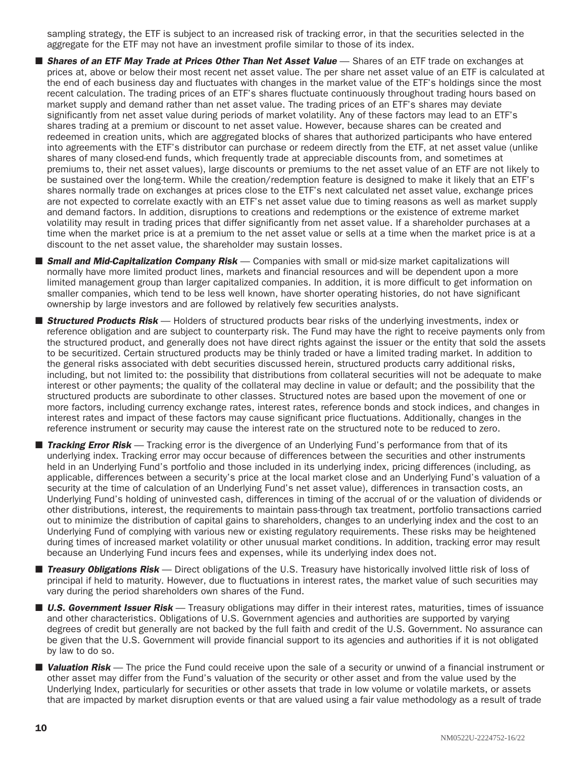sampling strategy, the ETF is subject to an increased risk of tracking error, in that the securities selected in the aggregate for the ETF may not have an investment profile similar to those of its index.

- ***Shares of an ETF May Trade at Prices Other Than Net Asset Value*** — Shares of an ETF trade on exchanges at prices at, above or below their most recent net asset value. The per share net asset value of an ETF is calculated at the end of each business day and fluctuates with changes in the market value of the ETF's holdings since the most recent calculation. The trading prices of an ETF's shares fluctuate continuously throughout trading hours based on market supply and demand rather than net asset value. The trading prices of an ETF's shares may deviate significantly from net asset value during periods of market volatility. Any of these factors may lead to an ETF's shares trading at a premium or discount to net asset value. However, because shares can be created and redeemed in creation units, which are aggregated blocks of shares that authorized participants who have entered into agreements with the ETF's distributor can purchase or redeem directly from the ETF, at net asset value (unlike shares of many closed-end funds, which frequently trade at appreciable discounts from, and sometimes at premiums to, their net asset values), large discounts or premiums to the net asset value of an ETF are not likely to be sustained over the long-term. While the creation/redemption feature is designed to make it likely that an ETF's shares normally trade on exchanges at prices close to the ETF's next calculated net asset value, exchange prices are not expected to correlate exactly with an ETF's net asset value due to timing reasons as well as market supply and demand factors. In addition, disruptions to creations and redemptions or the existence of extreme market volatility may result in trading prices that differ significantly from net asset value. If a shareholder purchases at a time when the market price is at a premium to the net asset value or sells at a time when the market price is at a discount to the net asset value, the shareholder may sustain losses.
- ***Small and Mid-Capitalization Company Risk*** — Companies with small or mid-size market capitalizations will normally have more limited product lines, markets and financial resources and will be dependent upon a more limited management group than larger capitalized companies. In addition, it is more difficult to get information on smaller companies, which tend to be less well known, have shorter operating histories, do not have significant ownership by large investors and are followed by relatively few securities analysts.
- ***Structured Products Risk*** — Holders of structured products bear risks of the underlying investments, index or reference obligation and are subject to counterparty risk. The Fund may have the right to receive payments only from the structured product, and generally does not have direct rights against the issuer or the entity that sold the assets to be securitized. Certain structured products may be thinly traded or have a limited trading market. In addition to the general risks associated with debt securities discussed herein, structured products carry additional risks, including, but not limited to: the possibility that distributions from collateral securities will not be adequate to make interest or other payments; the quality of the collateral may decline in value or default; and the possibility that the structured products are subordinate to other classes. Structured notes are based upon the movement of one or more factors, including currency exchange rates, interest rates, reference bonds and stock indices, and changes in interest rates and impact of these factors may cause significant price fluctuations. Additionally, changes in the reference instrument or security may cause the interest rate on the structured note to be reduced to zero.
- ***Tracking Error Risk*** — Tracking error is the divergence of an Underlying Fund's performance from that of its underlying index. Tracking error may occur because of differences between the securities and other instruments held in an Underlying Fund's portfolio and those included in its underlying index, pricing differences (including, as applicable, differences between a security's price at the local market close and an Underlying Fund's valuation of a security at the time of calculation of an Underlying Fund's net asset value), differences in transaction costs, an Underlying Fund's holding of uninvested cash, differences in timing of the accrual of or the valuation of dividends or other distributions, interest, the requirements to maintain pass-through tax treatment, portfolio transactions carried out to minimize the distribution of capital gains to shareholders, changes to an underlying index and the cost to an Underlying Fund of complying with various new or existing regulatory requirements. These risks may be heightened during times of increased market volatility or other unusual market conditions. In addition, tracking error may result because an Underlying Fund incurs fees and expenses, while its underlying index does not.
- ***Treasury Obligations Risk*** — Direct obligations of the U.S. Treasury have historically involved little risk of loss of principal if held to maturity. However, due to fluctuations in interest rates, the market value of such securities may vary during the period shareholders own shares of the Fund.
- ***U.S. Government Issuer Risk*** — Treasury obligations may differ in their interest rates, maturities, times of issuance and other characteristics. Obligations of U.S. Government agencies and authorities are supported by varying degrees of credit but generally are not backed by the full faith and credit of the U.S. Government. No assurance can be given that the U.S. Government will provide financial support to its agencies and authorities if it is not obligated by law to do so.
- ***Valuation Risk*** — The price the Fund could receive upon the sale of a security or unwind of a financial instrument or other asset may differ from the Fund's valuation of the security or other asset and from the value used by the Underlying Index, particularly for securities or other assets that trade in low volume or volatile markets, or assets that are impacted by market disruption events or that are valued using a fair value methodology as a result of trade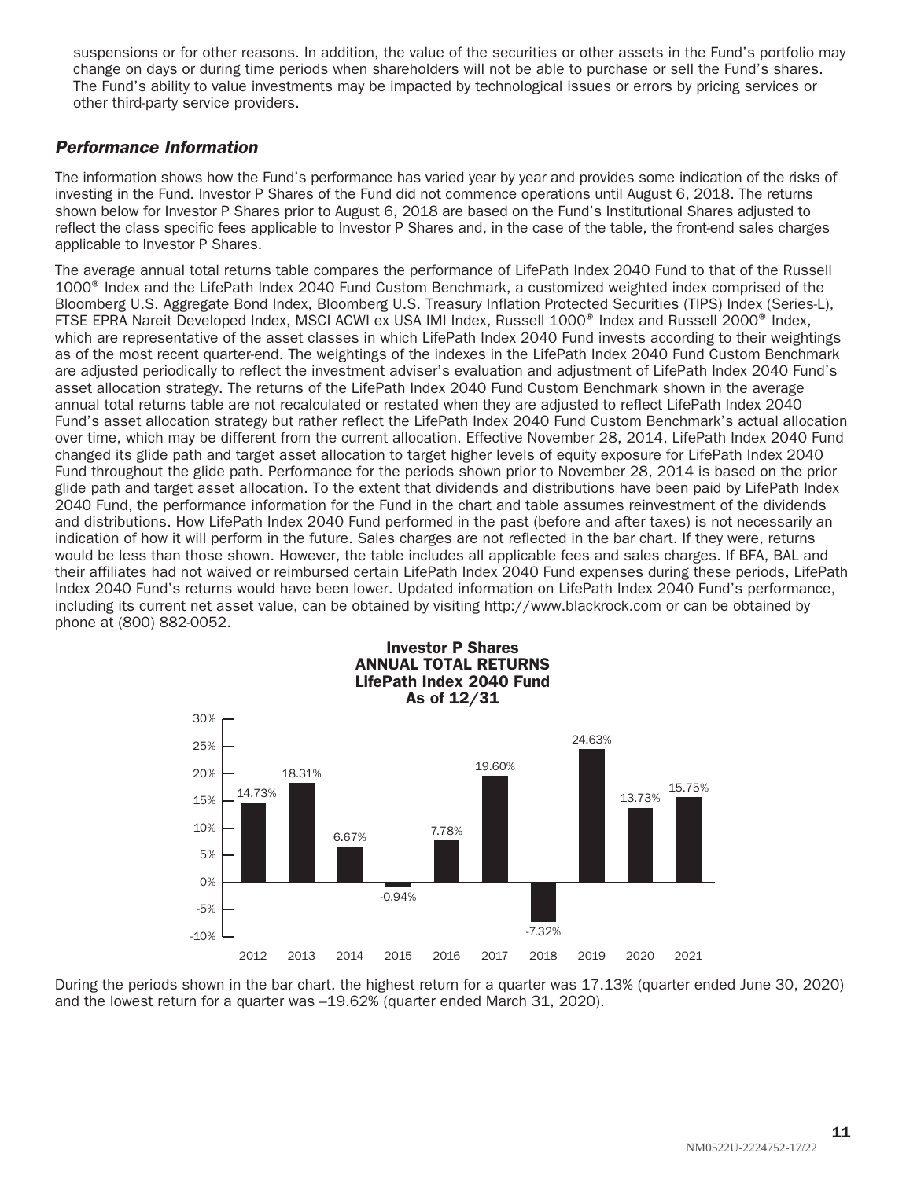suspensions or for other reasons. In addition, the value of the securities or other assets in the Fund's portfolio may change on days or during time periods when shareholders will not be able to purchase or sell the Fund's shares. The Fund's ability to value investments may be impacted by technological issues or errors by pricing services or other third-party service providers.

## *Performance Information*

The information shows how the Fund's performance has varied year by year and provides some indication of the risks of investing in the Fund. Investor P Shares of the Fund did not commence operations until August 6, 2018. The returns shown below for Investor P Shares prior to August 6, 2018 are based on the Fund's Institutional Shares adjusted to reflect the class specific fees applicable to Investor P Shares and, in the case of the table, the front-end sales charges applicable to Investor P Shares.

The average annual total returns table compares the performance of LifePath Index 2040 Fund to that of the Russell 1000® Index and the LifePath Index 2040 Fund Custom Benchmark, a customized weighted index comprised of the Bloomberg U.S. Aggregate Bond Index, Bloomberg U.S. Treasury Inflation Protected Securities (TIPS) Index (Series-L), FTSE EPRA Nareit Developed Index, MSCI ACWI ex USA IMI Index, Russell 1000® Index and Russell 2000® Index, which are representative of the asset classes in which LifePath Index 2040 Fund invests according to their weightings as of the most recent quarter-end. The weightings of the indexes in the LifePath Index 2040 Fund Custom Benchmark are adjusted periodically to reflect the investment adviser's evaluation and adjustment of LifePath Index 2040 Fund's asset allocation strategy. The returns of the LifePath Index 2040 Fund Custom Benchmark shown in the average annual total returns table are not recalculated or restated when they are adjusted to reflect LifePath Index 2040 Fund's asset allocation strategy but rather reflect the LifePath Index 2040 Fund Custom Benchmark's actual allocation over time, which may be different from the current allocation. Effective November 28, 2014, LifePath Index 2040 Fund changed its glide path and target asset allocation to target higher levels of equity exposure for LifePath Index 2040 Fund throughout the glide path. Performance for the periods shown prior to November 28, 2014 is based on the prior glide path and target asset allocation. To the extent that dividends and distributions have been paid by LifePath Index 2040 Fund, the performance information for the Fund in the chart and table assumes reinvestment of the dividends and distributions. How LifePath Index 2040 Fund performed in the past (before and after taxes) is not necessarily an indication of how it will perform in the future. Sales charges are not reflected in the bar chart. If they were, returns would be less than those shown. However, the table includes all applicable fees and sales charges. If BFA, BAL and their affiliates had not waived or reimbursed certain LifePath Index 2040 Fund expenses during these periods, LifePath Index 2040 Fund's returns would have been lower. Updated information on LifePath Index 2040 Fund's performance, including its current net asset value, can be obtained by visiting http://www.blackrock.com or can be obtained by phone at (800) 882-0052.

**Investor P Shares**
**ANNUAL TOTAL RETURNS**
**LifePath Index 2040 Fund**
**As of 12/31**

| Year | Return |
|---|---|
| 2012 | 14.73% |
| 2013 | 18.31% |
| 2014 | 6.67% |
| 2015 | -0.94% |
| 2016 | 7.78% |
| 2017 | 19.60% |
| 2018 | -7.32% |
| 2019 | 24.63% |
| 2020 | 13.73% |
| 2021 | 15.75% |

During the periods shown in the bar chart, the highest return for a quarter was 17.13% (quarter ended June 30, 2020) and the lowest return for a quarter was –19.62% (quarter ended March 31, 2020).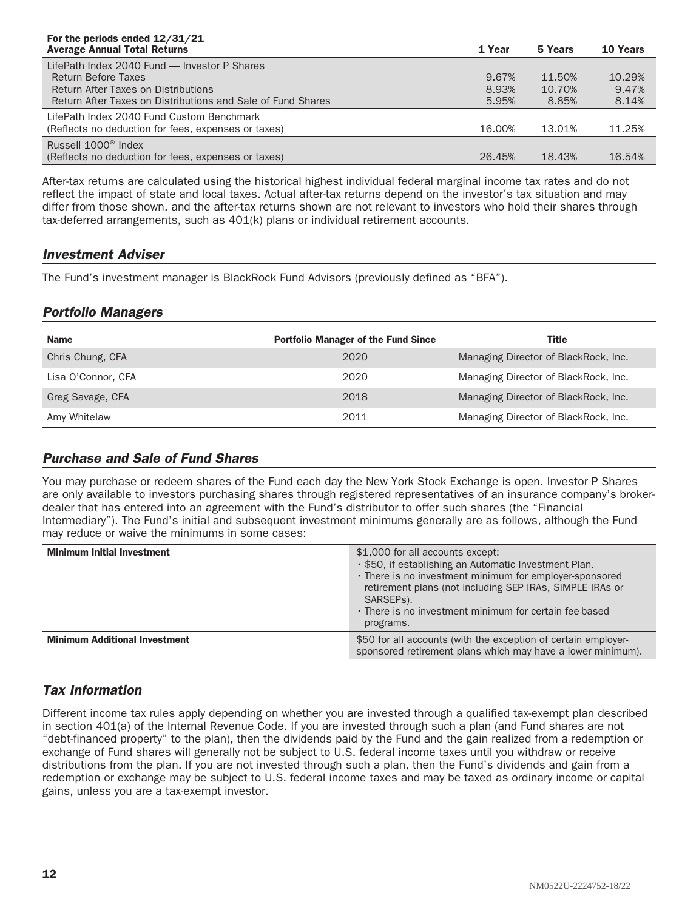| For the periods ended 12/31/21<br>Average Annual Total Returns | 1 Year | 5 Years | 10 Years |
|---|---|---|---|
| LifePath Index 2040 Fund — Investor P Shares | | | |
| Return Before Taxes | 9.67% | 11.50% | 10.29% |
| Return After Taxes on Distributions | 8.93% | 10.70% | 9.47% |
| Return After Taxes on Distributions and Sale of Fund Shares | 5.95% | 8.85% | 8.14% |
| LifePath Index 2040 Fund Custom Benchmark<br>(Reflects no deduction for fees, expenses or taxes) | 16.00% | 13.01% | 11.25% |
| Russell 1000® Index<br>(Reflects no deduction for fees, expenses or taxes) | 26.45% | 18.43% | 16.54% |

After-tax returns are calculated using the historical highest individual federal marginal income tax rates and do not reflect the impact of state and local taxes. Actual after-tax returns depend on the investor's tax situation and may differ from those shown, and the after-tax returns shown are not relevant to investors who hold their shares through tax-deferred arrangements, such as 401(k) plans or individual retirement accounts.

## *Investment Adviser*

The Fund's investment manager is BlackRock Fund Advisors (previously defined as "BFA").

## *Portfolio Managers*

| Name | Portfolio Manager of the Fund Since | Title |
|---|---|---|
| Chris Chung, CFA | 2020 | Managing Director of BlackRock, Inc. |
| Lisa O'Connor, CFA | 2020 | Managing Director of BlackRock, Inc. |
| Greg Savage, CFA | 2018 | Managing Director of BlackRock, Inc. |
| Amy Whitelaw | 2011 | Managing Director of BlackRock, Inc. |

## *Purchase and Sale of Fund Shares*

You may purchase or redeem shares of the Fund each day the New York Stock Exchange is open. Investor P Shares are only available to investors purchasing shares through registered representatives of an insurance company's broker-dealer that has entered into an agreement with the Fund's distributor to offer such shares (the "Financial Intermediary"). The Fund's initial and subsequent investment minimums generally are as follows, although the Fund may reduce or waive the minimums in some cases:

| | |
|---|---|
| **Minimum Initial Investment** | $1,000 for all accounts except:<br>• $50, if establishing an Automatic Investment Plan.<br>• There is no investment minimum for employer-sponsored retirement plans (not including SEP IRAs, SIMPLE IRAs or SARSEPs).<br>• There is no investment minimum for certain fee-based programs. |
| **Minimum Additional Investment** | $50 for all accounts (with the exception of certain employer-sponsored retirement plans which may have a lower minimum). |

## *Tax Information*

Different income tax rules apply depending on whether you are invested through a qualified tax-exempt plan described in section 401(a) of the Internal Revenue Code. If you are invested through such a plan (and Fund shares are not "debt-financed property" to the plan), then the dividends paid by the Fund and the gain realized from a redemption or exchange of Fund shares will generally not be subject to U.S. federal income taxes until you withdraw or receive distributions from the plan. If you are not invested through such a plan, then the Fund's dividends and gain from a redemption or exchange may be subject to U.S. federal income taxes and may be taxed as ordinary income or capital gains, unless you are a tax-exempt investor.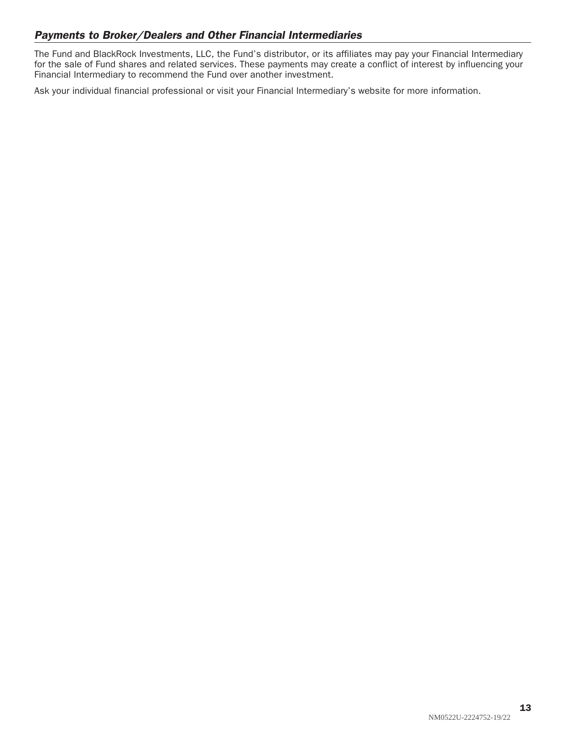### *Payments to Broker/Dealers and Other Financial Intermediaries*

The Fund and BlackRock Investments, LLC, the Fund's distributor, or its affiliates may pay your Financial Intermediary for the sale of Fund shares and related services. These payments may create a conflict of interest by influencing your Financial Intermediary to recommend the Fund over another investment.

Ask your individual financial professional or visit your Financial Intermediary's website for more information.

NM0522U-2224752-19/22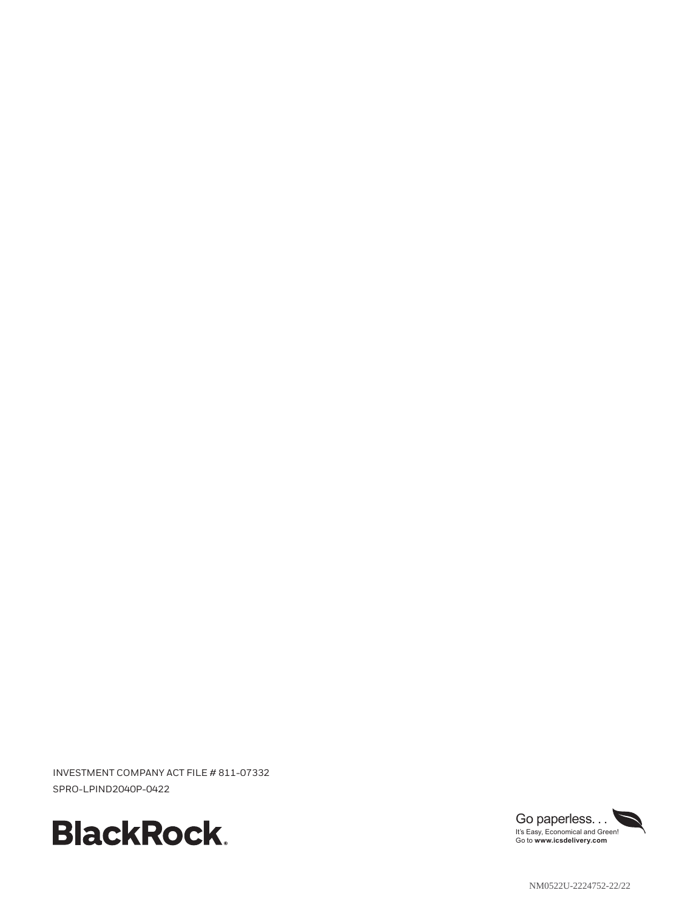INVESTMENT COMPANY ACT FILE # 811-07332

SPRO-LPIND2040P-0422

BlackRock®

Go paperless. . .

It's Easy, Economical and Green!

Go to **www.icsdelivery.com**

NM0522U-2224752-22/22